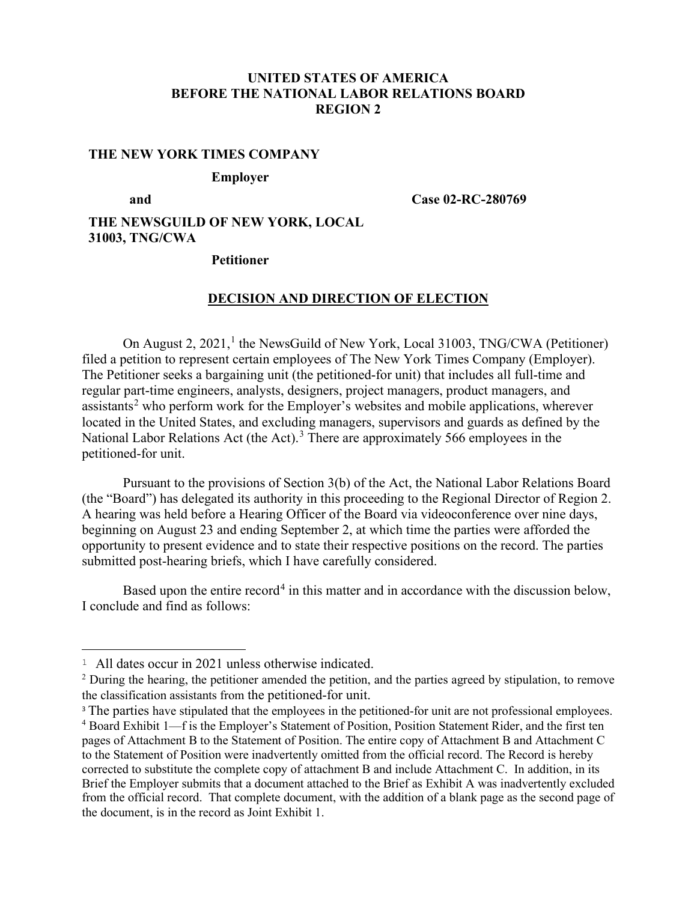**UNITED STATES OF AMERICA**
**BEFORE THE NATIONAL LABOR RELATIONS BOARD**
**REGION 2**

**THE NEW YORK TIMES COMPANY**

**Employer**

**and** **Case 02-RC-280769**

**THE NEWSGUILD OF NEW YORK, LOCAL 31003, TNG/CWA**

**Petitioner**

# DECISION AND DIRECTION OF ELECTION

On August 2, 2021,[1] the NewsGuild of New York, Local 31003, TNG/CWA (Petitioner) filed a petition to represent certain employees of The New York Times Company (Employer). The Petitioner seeks a bargaining unit (the petitioned-for unit) that includes all full-time and regular part-time engineers, analysts, designers, project managers, product managers, and assistants[2] who perform work for the Employer's websites and mobile applications, wherever located in the United States, and excluding managers, supervisors and guards as defined by the National Labor Relations Act (the Act).[3] There are approximately 566 employees in the petitioned-for unit.

Pursuant to the provisions of Section 3(b) of the Act, the National Labor Relations Board (the "Board") has delegated its authority in this proceeding to the Regional Director of Region 2. A hearing was held before a Hearing Officer of the Board via videoconference over nine days, beginning on August 23 and ending September 2, at which time the parties were afforded the opportunity to present evidence and to state their respective positions on the record. The parties submitted post-hearing briefs, which I have carefully considered.

Based upon the entire record[4] in this matter and in accordance with the discussion below, I conclude and find as follows:

---

[1] All dates occur in 2021 unless otherwise indicated.

[2] During the hearing, the petitioner amended the petition, and the parties agreed by stipulation, to remove the classification assistants from the petitioned-for unit.

[3] The parties have stipulated that the employees in the petitioned-for unit are not professional employees.

[4] Board Exhibit 1—f is the Employer's Statement of Position, Position Statement Rider, and the first ten pages of Attachment B to the Statement of Position. The entire copy of Attachment B and Attachment C to the Statement of Position were inadvertently omitted from the official record. The Record is hereby corrected to substitute the complete copy of attachment B and include Attachment C. In addition, in its Brief the Employer submits that a document attached to the Brief as Exhibit A was inadvertently excluded from the official record. That complete document, with the addition of a blank page as the second page of the document, is in the record as Joint Exhibit 1.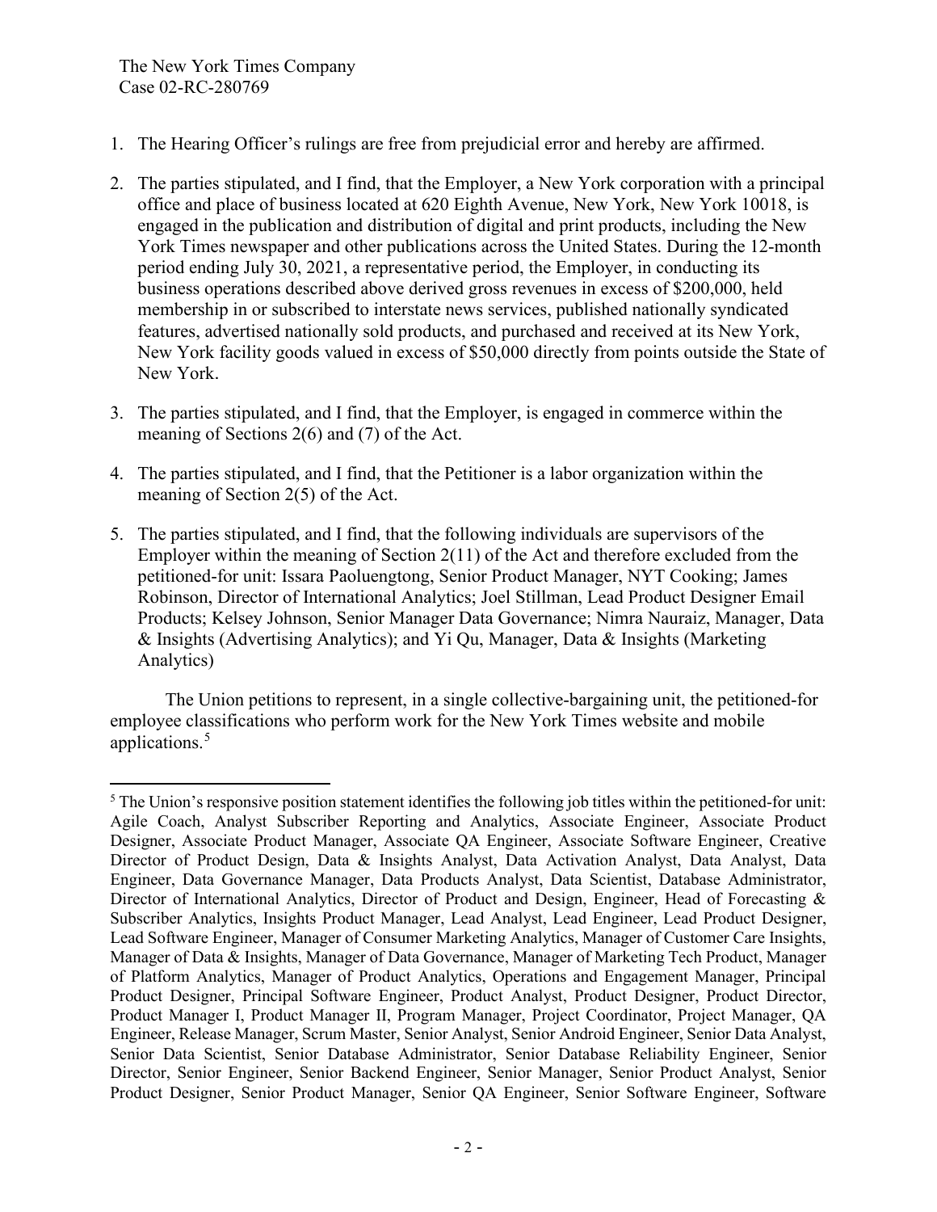1. The Hearing Officer's rulings are free from prejudicial error and hereby are affirmed.

2. The parties stipulated, and I find, that the Employer, a New York corporation with a principal office and place of business located at 620 Eighth Avenue, New York, New York 10018, is engaged in the publication and distribution of digital and print products, including the New York Times newspaper and other publications across the United States. During the 12-month period ending July 30, 2021, a representative period, the Employer, in conducting its business operations described above derived gross revenues in excess of $200,000, held membership in or subscribed to interstate news services, published nationally syndicated features, advertised nationally sold products, and purchased and received at its New York, New York facility goods valued in excess of $50,000 directly from points outside the State of New York.

3. The parties stipulated, and I find, that the Employer, is engaged in commerce within the meaning of Sections 2(6) and (7) of the Act.

4. The parties stipulated, and I find, that the Petitioner is a labor organization within the meaning of Section 2(5) of the Act.

5. The parties stipulated, and I find, that the following individuals are supervisors of the Employer within the meaning of Section 2(11) of the Act and therefore excluded from the petitioned-for unit: Issara Paoluengtong, Senior Product Manager, NYT Cooking; James Robinson, Director of International Analytics; Joel Stillman, Lead Product Designer Email Products; Kelsey Johnson, Senior Manager Data Governance; Nimra Nauraiz, Manager, Data & Insights (Advertising Analytics); and Yi Qu, Manager, Data & Insights (Marketing Analytics)

The Union petitions to represent, in a single collective-bargaining unit, the petitioned-for employee classifications who perform work for the New York Times website and mobile applications.[5]

---

[5] The Union's responsive position statement identifies the following job titles within the petitioned-for unit: Agile Coach, Analyst Subscriber Reporting and Analytics, Associate Engineer, Associate Product Designer, Associate Product Manager, Associate QA Engineer, Associate Software Engineer, Creative Director of Product Design, Data & Insights Analyst, Data Activation Analyst, Data Analyst, Data Engineer, Data Governance Manager, Data Products Analyst, Data Scientist, Database Administrator, Director of International Analytics, Director of Product and Design, Engineer, Head of Forecasting & Subscriber Analytics, Insights Product Manager, Lead Analyst, Lead Engineer, Lead Product Designer, Lead Software Engineer, Manager of Consumer Marketing Analytics, Manager of Customer Care Insights, Manager of Data & Insights, Manager of Data Governance, Manager of Marketing Tech Product, Manager of Platform Analytics, Manager of Product Analytics, Operations and Engagement Manager, Principal Product Designer, Principal Software Engineer, Product Analyst, Product Designer, Product Director, Product Manager I, Product Manager II, Program Manager, Project Coordinator, Project Manager, QA Engineer, Release Manager, Scrum Master, Senior Analyst, Senior Android Engineer, Senior Data Analyst, Senior Data Scientist, Senior Database Administrator, Senior Database Reliability Engineer, Senior Director, Senior Engineer, Senior Backend Engineer, Senior Manager, Senior Product Analyst, Senior Product Designer, Senior Product Manager, Senior QA Engineer, Senior Software Engineer, Software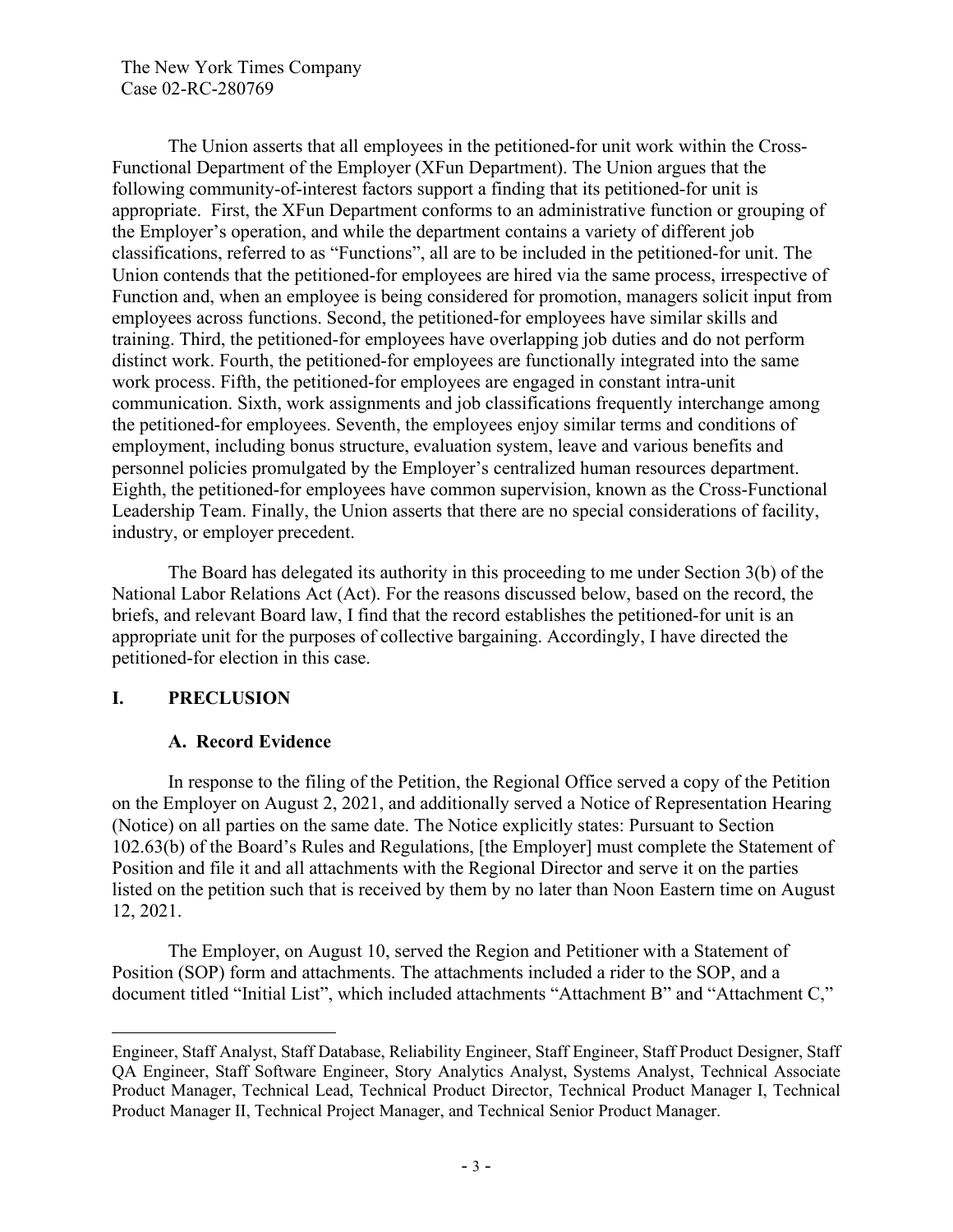The Union asserts that all employees in the petitioned-for unit work within the Cross-Functional Department of the Employer (XFun Department). The Union argues that the following community-of-interest factors support a finding that its petitioned-for unit is appropriate. First, the XFun Department conforms to an administrative function or grouping of the Employer's operation, and while the department contains a variety of different job classifications, referred to as "Functions", all are to be included in the petitioned-for unit. The Union contends that the petitioned-for employees are hired via the same process, irrespective of Function and, when an employee is being considered for promotion, managers solicit input from employees across functions. Second, the petitioned-for employees have similar skills and training. Third, the petitioned-for employees have overlapping job duties and do not perform distinct work. Fourth, the petitioned-for employees are functionally integrated into the same work process. Fifth, the petitioned-for employees are engaged in constant intra-unit communication. Sixth, work assignments and job classifications frequently interchange among the petitioned-for employees. Seventh, the employees enjoy similar terms and conditions of employment, including bonus structure, evaluation system, leave and various benefits and personnel policies promulgated by the Employer's centralized human resources department. Eighth, the petitioned-for employees have common supervision, known as the Cross-Functional Leadership Team. Finally, the Union asserts that there are no special considerations of facility, industry, or employer precedent.

The Board has delegated its authority in this proceeding to me under Section 3(b) of the National Labor Relations Act (Act). For the reasons discussed below, based on the record, the briefs, and relevant Board law, I find that the record establishes the petitioned-for unit is an appropriate unit for the purposes of collective bargaining. Accordingly, I have directed the petitioned-for election in this case.

## I. PRECLUSION

### A. Record Evidence

In response to the filing of the Petition, the Regional Office served a copy of the Petition on the Employer on August 2, 2021, and additionally served a Notice of Representation Hearing (Notice) on all parties on the same date. The Notice explicitly states: Pursuant to Section 102.63(b) of the Board's Rules and Regulations, [the Employer] must complete the Statement of Position and file it and all attachments with the Regional Director and serve it on the parties listed on the petition such that is received by them by no later than Noon Eastern time on August 12, 2021.

The Employer, on August 10, served the Region and Petitioner with a Statement of Position (SOP) form and attachments. The attachments included a rider to the SOP, and a document titled "Initial List", which included attachments "Attachment B" and "Attachment C,"

---

Engineer, Staff Analyst, Staff Database, Reliability Engineer, Staff Engineer, Staff Product Designer, Staff QA Engineer, Staff Software Engineer, Story Analytics Analyst, Systems Analyst, Technical Associate Product Manager, Technical Lead, Technical Product Director, Technical Product Manager I, Technical Product Manager II, Technical Project Manager, and Technical Senior Product Manager.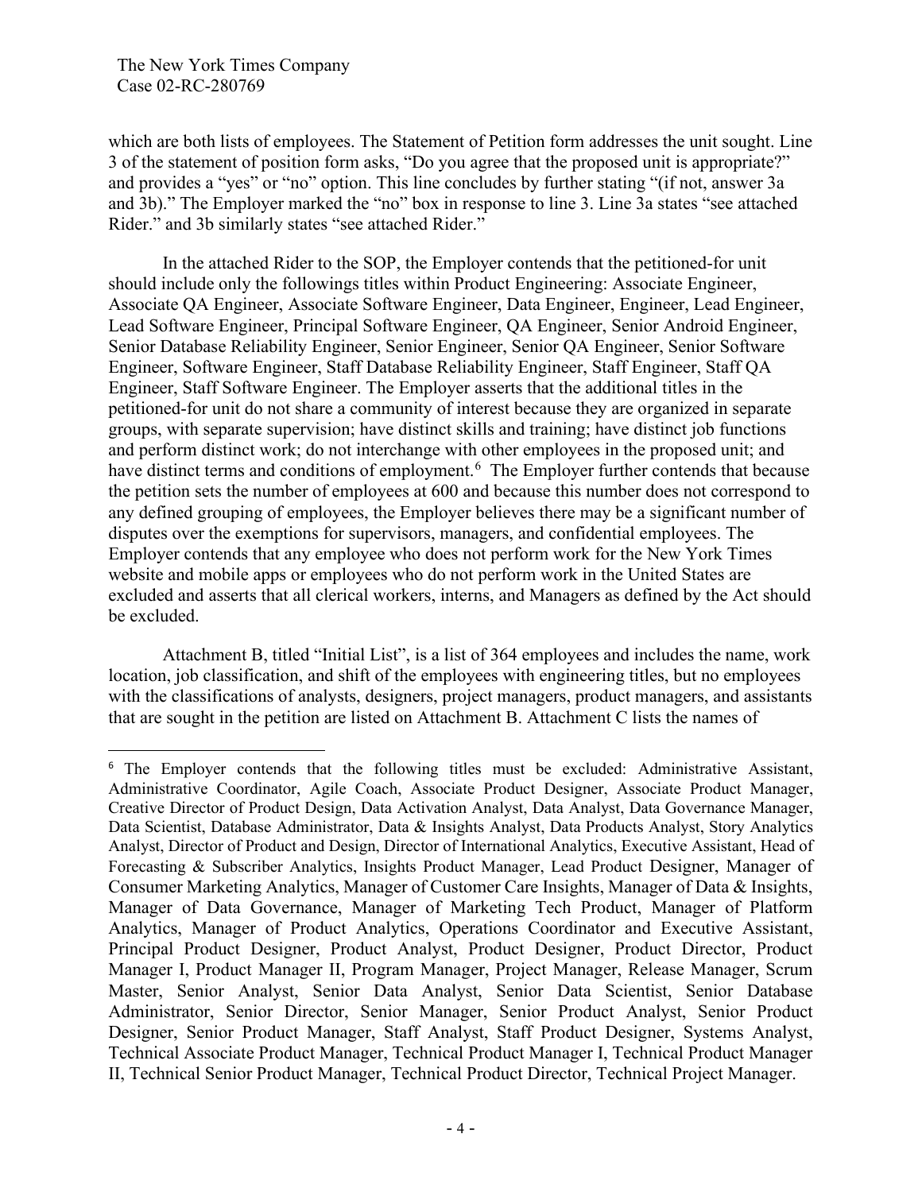which are both lists of employees. The Statement of Petition form addresses the unit sought. Line 3 of the statement of position form asks, "Do you agree that the proposed unit is appropriate?" and provides a "yes" or "no" option. This line concludes by further stating "(if not, answer 3a and 3b)." The Employer marked the "no" box in response to line 3. Line 3a states "see attached Rider." and 3b similarly states "see attached Rider."

In the attached Rider to the SOP, the Employer contends that the petitioned-for unit should include only the followings titles within Product Engineering: Associate Engineer, Associate QA Engineer, Associate Software Engineer, Data Engineer, Engineer, Lead Engineer, Lead Software Engineer, Principal Software Engineer, QA Engineer, Senior Android Engineer, Senior Database Reliability Engineer, Senior Engineer, Senior QA Engineer, Senior Software Engineer, Software Engineer, Staff Database Reliability Engineer, Staff Engineer, Staff QA Engineer, Staff Software Engineer. The Employer asserts that the additional titles in the petitioned-for unit do not share a community of interest because they are organized in separate groups, with separate supervision; have distinct skills and training; have distinct job functions and perform distinct work; do not interchange with other employees in the proposed unit; and have distinct terms and conditions of employment.[6] The Employer further contends that because the petition sets the number of employees at 600 and because this number does not correspond to any defined grouping of employees, the Employer believes there may be a significant number of disputes over the exemptions for supervisors, managers, and confidential employees. The Employer contends that any employee who does not perform work for the New York Times website and mobile apps or employees who do not perform work in the United States are excluded and asserts that all clerical workers, interns, and Managers as defined by the Act should be excluded.

Attachment B, titled "Initial List", is a list of 364 employees and includes the name, work location, job classification, and shift of the employees with engineering titles, but no employees with the classifications of analysts, designers, project managers, product managers, and assistants that are sought in the petition are listed on Attachment B. Attachment C lists the names of

[6] The Employer contends that the following titles must be excluded: Administrative Assistant, Administrative Coordinator, Agile Coach, Associate Product Designer, Associate Product Manager, Creative Director of Product Design, Data Activation Analyst, Data Analyst, Data Governance Manager, Data Scientist, Database Administrator, Data & Insights Analyst, Data Products Analyst, Story Analytics Analyst, Director of Product and Design, Director of International Analytics, Executive Assistant, Head of Forecasting & Subscriber Analytics, Insights Product Manager, Lead Product Designer, Manager of Consumer Marketing Analytics, Manager of Customer Care Insights, Manager of Data & Insights, Manager of Data Governance, Manager of Marketing Tech Product, Manager of Platform Analytics, Manager of Product Analytics, Operations Coordinator and Executive Assistant, Principal Product Designer, Product Analyst, Product Designer, Product Director, Product Manager I, Product Manager II, Program Manager, Project Manager, Release Manager, Scrum Master, Senior Analyst, Senior Data Analyst, Senior Data Scientist, Senior Database Administrator, Senior Director, Senior Manager, Senior Product Analyst, Senior Product Designer, Senior Product Manager, Staff Analyst, Staff Product Designer, Systems Analyst, Technical Associate Product Manager, Technical Product Manager I, Technical Product Manager II, Technical Senior Product Manager, Technical Product Director, Technical Project Manager.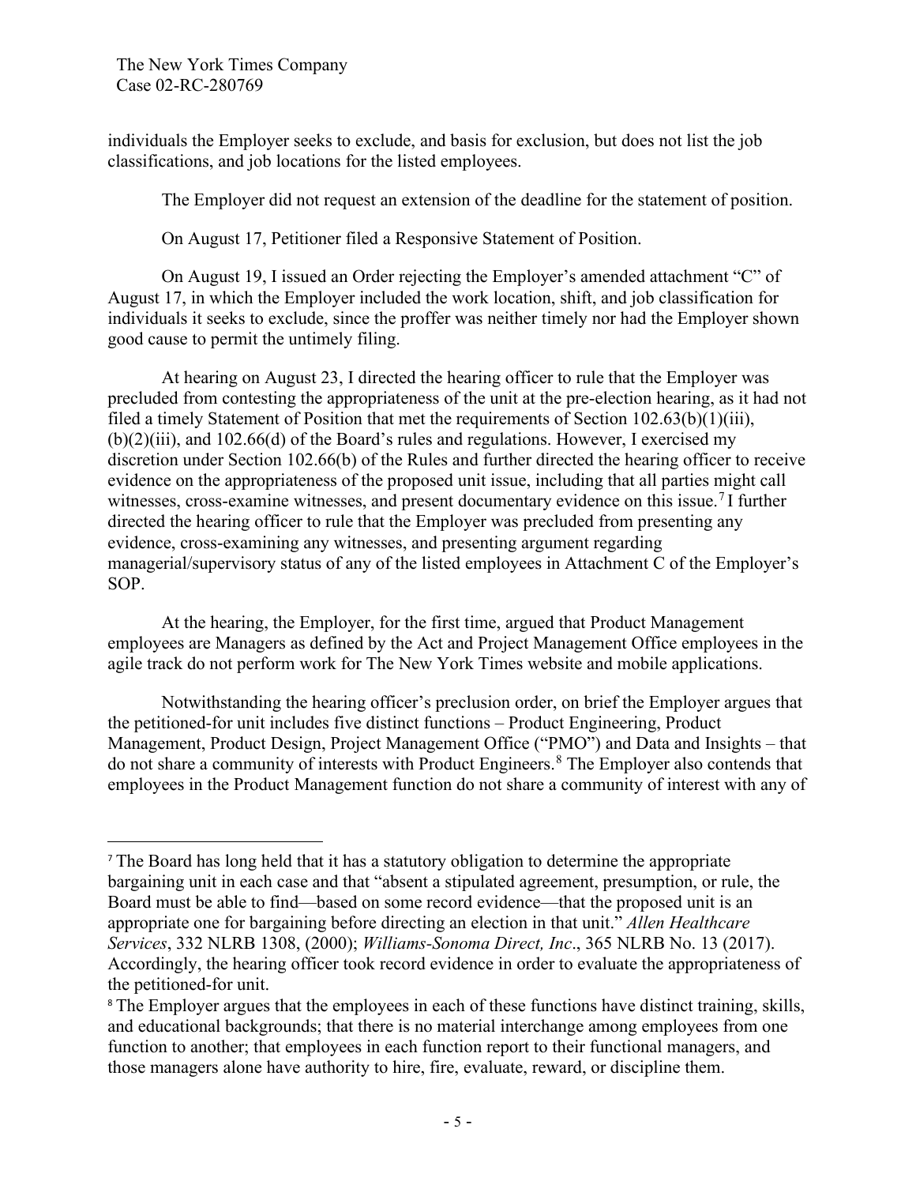individuals the Employer seeks to exclude, and basis for exclusion, but does not list the job classifications, and job locations for the listed employees.

The Employer did not request an extension of the deadline for the statement of position.

On August 17, Petitioner filed a Responsive Statement of Position.

On August 19, I issued an Order rejecting the Employer's amended attachment "C" of August 17, in which the Employer included the work location, shift, and job classification for individuals it seeks to exclude, since the proffer was neither timely nor had the Employer shown good cause to permit the untimely filing.

At hearing on August 23, I directed the hearing officer to rule that the Employer was precluded from contesting the appropriateness of the unit at the pre-election hearing, as it had not filed a timely Statement of Position that met the requirements of Section 102.63(b)(1)(iii), (b)(2)(iii), and 102.66(d) of the Board's rules and regulations. However, I exercised my discretion under Section 102.66(b) of the Rules and further directed the hearing officer to receive evidence on the appropriateness of the proposed unit issue, including that all parties might call witnesses, cross-examine witnesses, and present documentary evidence on this issue.[7] I further directed the hearing officer to rule that the Employer was precluded from presenting any evidence, cross-examining any witnesses, and presenting argument regarding managerial/supervisory status of any of the listed employees in Attachment C of the Employer's SOP.

At the hearing, the Employer, for the first time, argued that Product Management employees are Managers as defined by the Act and Project Management Office employees in the agile track do not perform work for The New York Times website and mobile applications.

Notwithstanding the hearing officer's preclusion order, on brief the Employer argues that the petitioned-for unit includes five distinct functions – Product Engineering, Product Management, Product Design, Project Management Office ("PMO") and Data and Insights – that do not share a community of interests with Product Engineers.[8] The Employer also contends that employees in the Product Management function do not share a community of interest with any of

---

[7] The Board has long held that it has a statutory obligation to determine the appropriate bargaining unit in each case and that "absent a stipulated agreement, presumption, or rule, the Board must be able to find—based on some record evidence—that the proposed unit is an appropriate one for bargaining before directing an election in that unit." *Allen Healthcare Services*, 332 NLRB 1308, (2000); *Williams-Sonoma Direct, Inc*., 365 NLRB No. 13 (2017). Accordingly, the hearing officer took record evidence in order to evaluate the appropriateness of the petitioned-for unit.

[8] The Employer argues that the employees in each of these functions have distinct training, skills, and educational backgrounds; that there is no material interchange among employees from one function to another; that employees in each function report to their functional managers, and those managers alone have authority to hire, fire, evaluate, reward, or discipline them.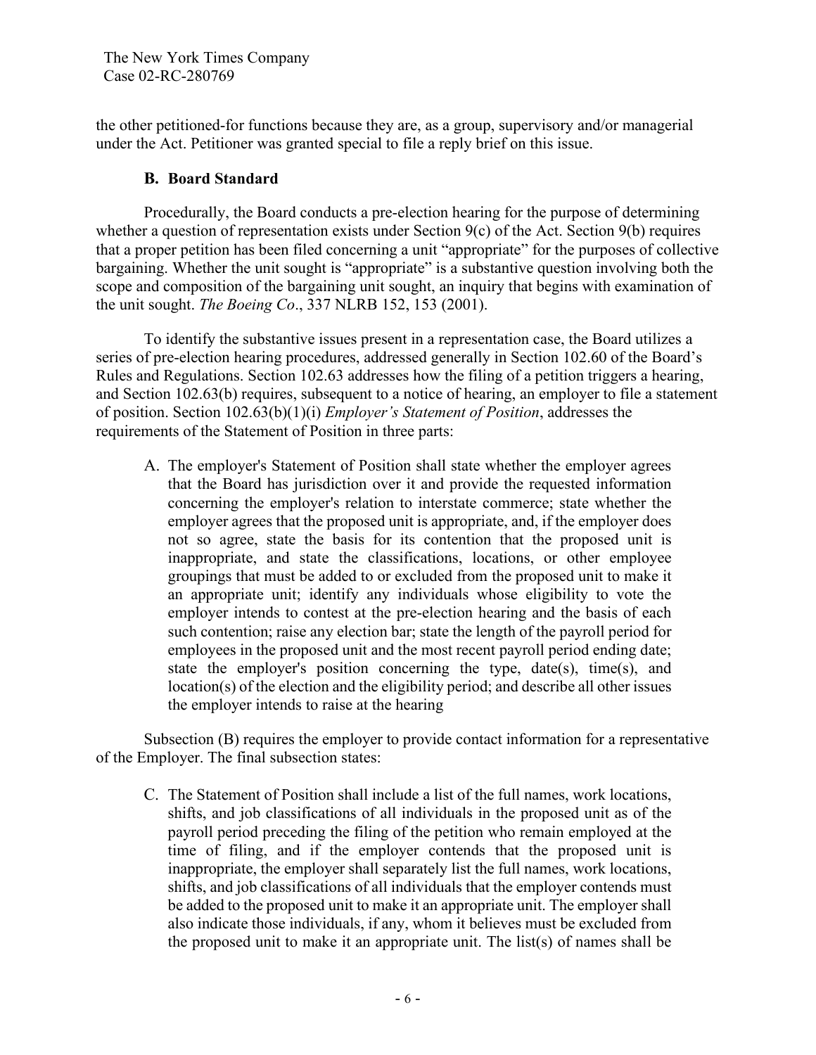the other petitioned-for functions because they are, as a group, supervisory and/or managerial under the Act. Petitioner was granted special to file a reply brief on this issue.

### B. Board Standard

Procedurally, the Board conducts a pre-election hearing for the purpose of determining whether a question of representation exists under Section 9(c) of the Act. Section 9(b) requires that a proper petition has been filed concerning a unit "appropriate" for the purposes of collective bargaining. Whether the unit sought is "appropriate" is a substantive question involving both the scope and composition of the bargaining unit sought, an inquiry that begins with examination of the unit sought. *The Boeing Co*., 337 NLRB 152, 153 (2001).

To identify the substantive issues present in a representation case, the Board utilizes a series of pre-election hearing procedures, addressed generally in Section 102.60 of the Board's Rules and Regulations. Section 102.63 addresses how the filing of a petition triggers a hearing, and Section 102.63(b) requires, subsequent to a notice of hearing, an employer to file a statement of position. Section 102.63(b)(1)(i) *Employer's Statement of Position*, addresses the requirements of the Statement of Position in three parts:

> A. The employer's Statement of Position shall state whether the employer agrees that the Board has jurisdiction over it and provide the requested information concerning the employer's relation to interstate commerce; state whether the employer agrees that the proposed unit is appropriate, and, if the employer does not so agree, state the basis for its contention that the proposed unit is inappropriate, and state the classifications, locations, or other employee groupings that must be added to or excluded from the proposed unit to make it an appropriate unit; identify any individuals whose eligibility to vote the employer intends to contest at the pre-election hearing and the basis of each such contention; raise any election bar; state the length of the payroll period for employees in the proposed unit and the most recent payroll period ending date; state the employer's position concerning the type, date(s), time(s), and location(s) of the election and the eligibility period; and describe all other issues the employer intends to raise at the hearing

Subsection (B) requires the employer to provide contact information for a representative of the Employer. The final subsection states:

> C. The Statement of Position shall include a list of the full names, work locations, shifts, and job classifications of all individuals in the proposed unit as of the payroll period preceding the filing of the petition who remain employed at the time of filing, and if the employer contends that the proposed unit is inappropriate, the employer shall separately list the full names, work locations, shifts, and job classifications of all individuals that the employer contends must be added to the proposed unit to make it an appropriate unit. The employer shall also indicate those individuals, if any, whom it believes must be excluded from the proposed unit to make it an appropriate unit. The list(s) of names shall be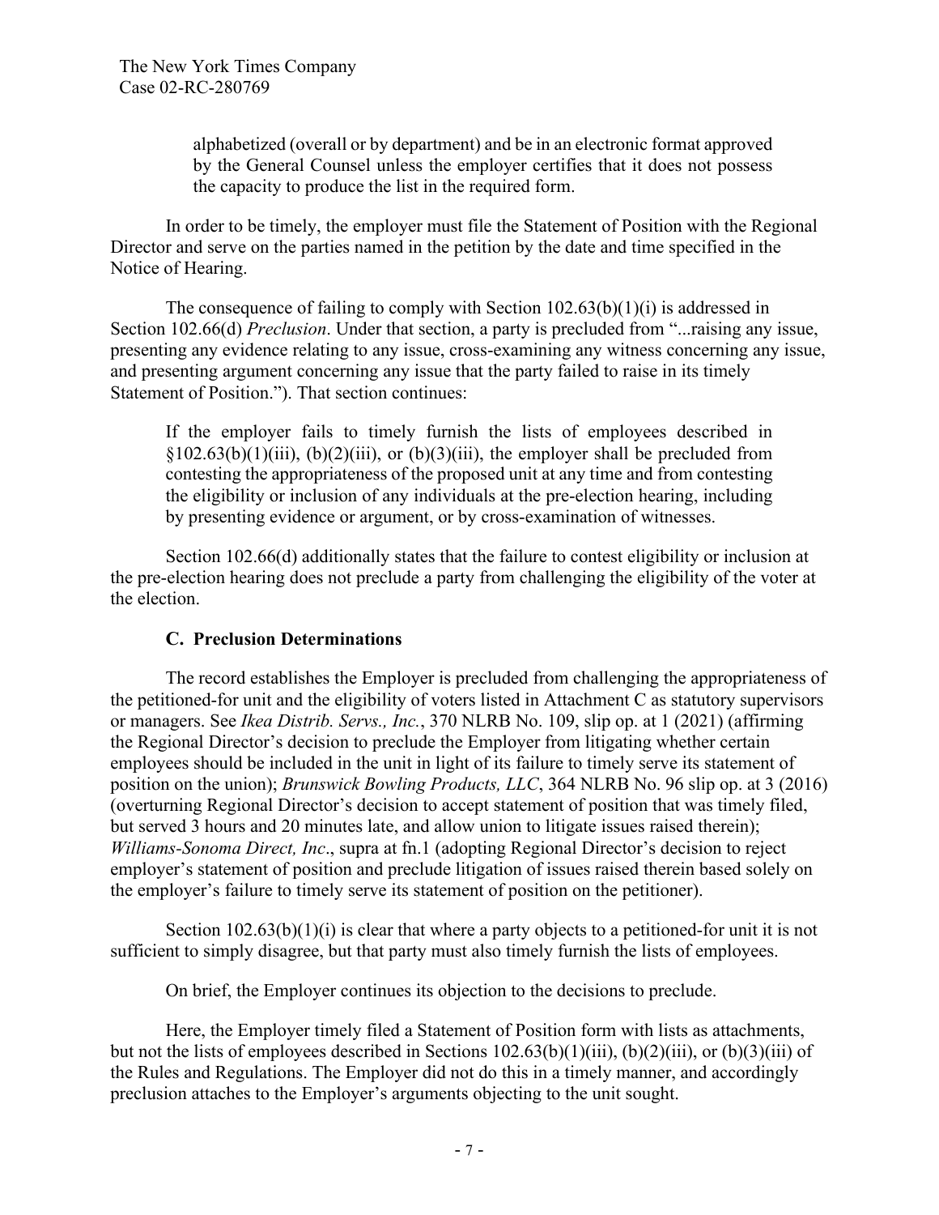> alphabetized (overall or by department) and be in an electronic format approved by the General Counsel unless the employer certifies that it does not possess the capacity to produce the list in the required form.

In order to be timely, the employer must file the Statement of Position with the Regional Director and serve on the parties named in the petition by the date and time specified in the Notice of Hearing.

The consequence of failing to comply with Section 102.63(b)(1)(i) is addressed in Section 102.66(d) *Preclusion*. Under that section, a party is precluded from "...raising any issue, presenting any evidence relating to any issue, cross-examining any witness concerning any issue, and presenting argument concerning any issue that the party failed to raise in its timely Statement of Position."). That section continues:

> If the employer fails to timely furnish the lists of employees described in §102.63(b)(1)(iii), (b)(2)(iii), or (b)(3)(iii), the employer shall be precluded from contesting the appropriateness of the proposed unit at any time and from contesting the eligibility or inclusion of any individuals at the pre-election hearing, including by presenting evidence or argument, or by cross-examination of witnesses.

Section 102.66(d) additionally states that the failure to contest eligibility or inclusion at the pre-election hearing does not preclude a party from challenging the eligibility of the voter at the election.

### C. Preclusion Determinations

The record establishes the Employer is precluded from challenging the appropriateness of the petitioned-for unit and the eligibility of voters listed in Attachment C as statutory supervisors or managers. See *Ikea Distrib. Servs., Inc.*, 370 NLRB No. 109, slip op. at 1 (2021) (affirming the Regional Director's decision to preclude the Employer from litigating whether certain employees should be included in the unit in light of its failure to timely serve its statement of position on the union); *Brunswick Bowling Products, LLC*, 364 NLRB No. 96 slip op. at 3 (2016) (overturning Regional Director's decision to accept statement of position that was timely filed, but served 3 hours and 20 minutes late, and allow union to litigate issues raised therein); *Williams-Sonoma Direct, Inc*., supra at fn.1 (adopting Regional Director's decision to reject employer's statement of position and preclude litigation of issues raised therein based solely on the employer's failure to timely serve its statement of position on the petitioner).

Section 102.63(b)(1)(i) is clear that where a party objects to a petitioned-for unit it is not sufficient to simply disagree, but that party must also timely furnish the lists of employees.

On brief, the Employer continues its objection to the decisions to preclude.

Here, the Employer timely filed a Statement of Position form with lists as attachments, but not the lists of employees described in Sections 102.63(b)(1)(iii), (b)(2)(iii), or (b)(3)(iii) of the Rules and Regulations. The Employer did not do this in a timely manner, and accordingly preclusion attaches to the Employer's arguments objecting to the unit sought.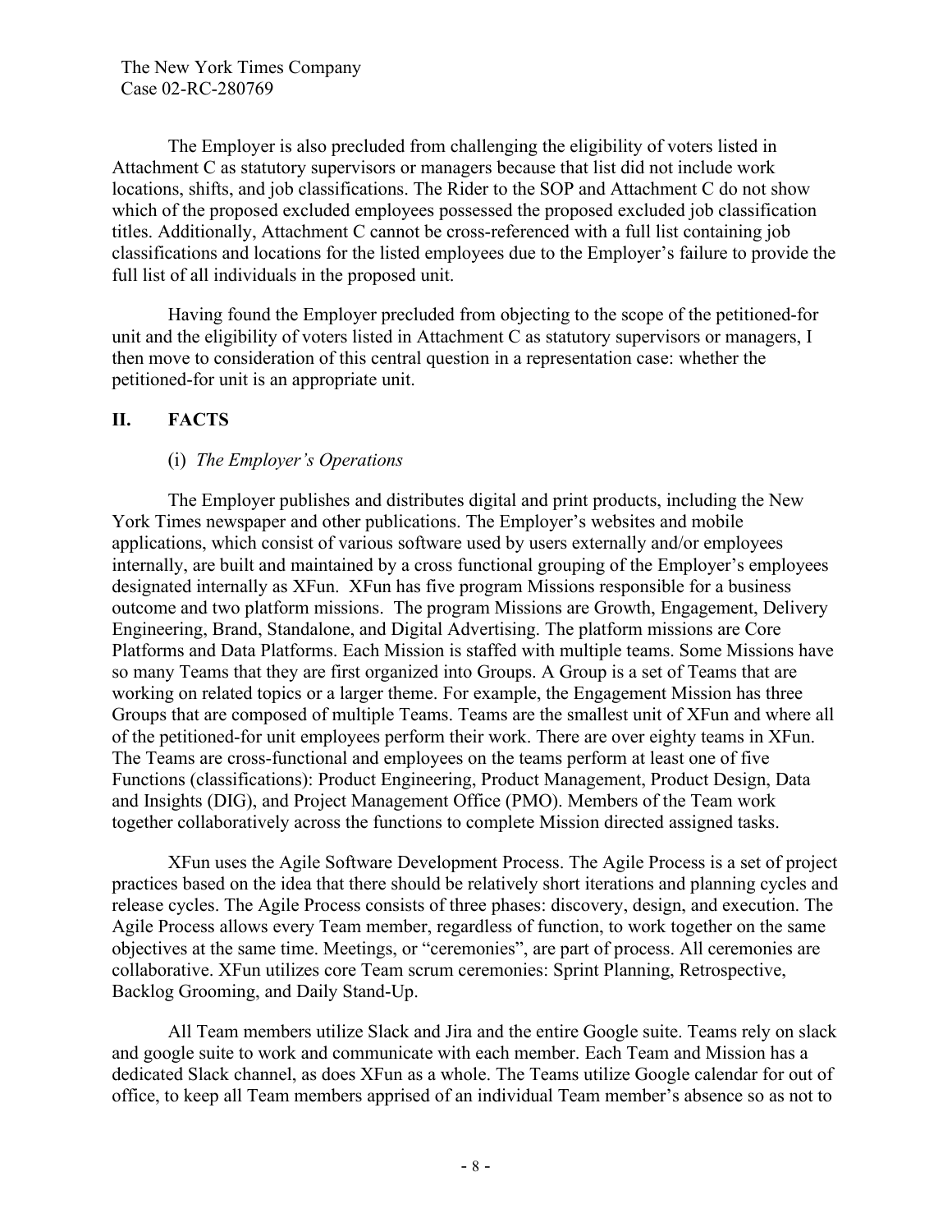The Employer is also precluded from challenging the eligibility of voters listed in Attachment C as statutory supervisors or managers because that list did not include work locations, shifts, and job classifications. The Rider to the SOP and Attachment C do not show which of the proposed excluded employees possessed the proposed excluded job classification titles. Additionally, Attachment C cannot be cross-referenced with a full list containing job classifications and locations for the listed employees due to the Employer's failure to provide the full list of all individuals in the proposed unit.

Having found the Employer precluded from objecting to the scope of the petitioned-for unit and the eligibility of voters listed in Attachment C as statutory supervisors or managers, I then move to consideration of this central question in a representation case: whether the petitioned-for unit is an appropriate unit.

## II. FACTS

### (i) *The Employer's Operations*

The Employer publishes and distributes digital and print products, including the New York Times newspaper and other publications. The Employer's websites and mobile applications, which consist of various software used by users externally and/or employees internally, are built and maintained by a cross functional grouping of the Employer's employees designated internally as XFun. XFun has five program Missions responsible for a business outcome and two platform missions. The program Missions are Growth, Engagement, Delivery Engineering, Brand, Standalone, and Digital Advertising. The platform missions are Core Platforms and Data Platforms. Each Mission is staffed with multiple teams. Some Missions have so many Teams that they are first organized into Groups. A Group is a set of Teams that are working on related topics or a larger theme. For example, the Engagement Mission has three Groups that are composed of multiple Teams. Teams are the smallest unit of XFun and where all of the petitioned-for unit employees perform their work. There are over eighty teams in XFun. The Teams are cross-functional and employees on the teams perform at least one of five Functions (classifications): Product Engineering, Product Management, Product Design, Data and Insights (DIG), and Project Management Office (PMO). Members of the Team work together collaboratively across the functions to complete Mission directed assigned tasks.

XFun uses the Agile Software Development Process. The Agile Process is a set of project practices based on the idea that there should be relatively short iterations and planning cycles and release cycles. The Agile Process consists of three phases: discovery, design, and execution. The Agile Process allows every Team member, regardless of function, to work together on the same objectives at the same time. Meetings, or "ceremonies", are part of process. All ceremonies are collaborative. XFun utilizes core Team scrum ceremonies: Sprint Planning, Retrospective, Backlog Grooming, and Daily Stand-Up.

All Team members utilize Slack and Jira and the entire Google suite. Teams rely on slack and google suite to work and communicate with each member. Each Team and Mission has a dedicated Slack channel, as does XFun as a whole. The Teams utilize Google calendar for out of office, to keep all Team members apprised of an individual Team member's absence so as not to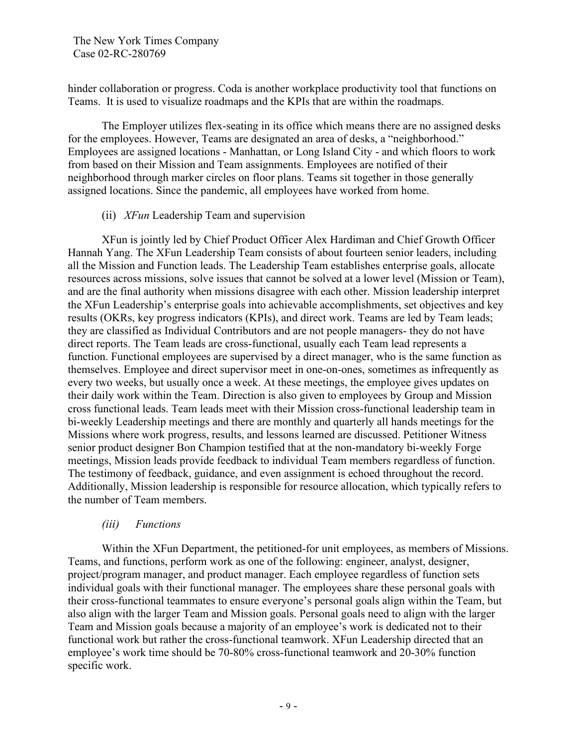hinder collaboration or progress. Coda is another workplace productivity tool that functions on Teams. It is used to visualize roadmaps and the KPIs that are within the roadmaps.

The Employer utilizes flex-seating in its office which means there are no assigned desks for the employees. However, Teams are designated an area of desks, a "neighborhood." Employees are assigned locations - Manhattan, or Long Island City - and which floors to work from based on their Mission and Team assignments. Employees are notified of their neighborhood through marker circles on floor plans. Teams sit together in those generally assigned locations. Since the pandemic, all employees have worked from home.

(ii) *XFun* Leadership Team and supervision

XFun is jointly led by Chief Product Officer Alex Hardiman and Chief Growth Officer Hannah Yang. The XFun Leadership Team consists of about fourteen senior leaders, including all the Mission and Function leads. The Leadership Team establishes enterprise goals, allocate resources across missions, solve issues that cannot be solved at a lower level (Mission or Team), and are the final authority when missions disagree with each other. Mission leadership interpret the XFun Leadership's enterprise goals into achievable accomplishments, set objectives and key results (OKRs, key progress indicators (KPIs), and direct work. Teams are led by Team leads; they are classified as Individual Contributors and are not people managers- they do not have direct reports. The Team leads are cross-functional, usually each Team lead represents a function. Functional employees are supervised by a direct manager, who is the same function as themselves. Employee and direct supervisor meet in one-on-ones, sometimes as infrequently as every two weeks, but usually once a week. At these meetings, the employee gives updates on their daily work within the Team. Direction is also given to employees by Group and Mission cross functional leads. Team leads meet with their Mission cross-functional leadership team in bi-weekly Leadership meetings and there are monthly and quarterly all hands meetings for the Missions where work progress, results, and lessons learned are discussed. Petitioner Witness senior product designer Bon Champion testified that at the non-mandatory bi-weekly Forge meetings, Mission leads provide feedback to individual Team members regardless of function. The testimony of feedback, guidance, and even assignment is echoed throughout the record. Additionally, Mission leadership is responsible for resource allocation, which typically refers to the number of Team members.

*(iii) Functions*

Within the XFun Department, the petitioned-for unit employees, as members of Missions. Teams, and functions, perform work as one of the following: engineer, analyst, designer, project/program manager, and product manager. Each employee regardless of function sets individual goals with their functional manager. The employees share these personal goals with their cross-functional teammates to ensure everyone's personal goals align within the Team, but also align with the larger Team and Mission goals. Personal goals need to align with the larger Team and Mission goals because a majority of an employee's work is dedicated not to their functional work but rather the cross-functional teamwork. XFun Leadership directed that an employee's work time should be 70-80% cross-functional teamwork and 20-30% function specific work.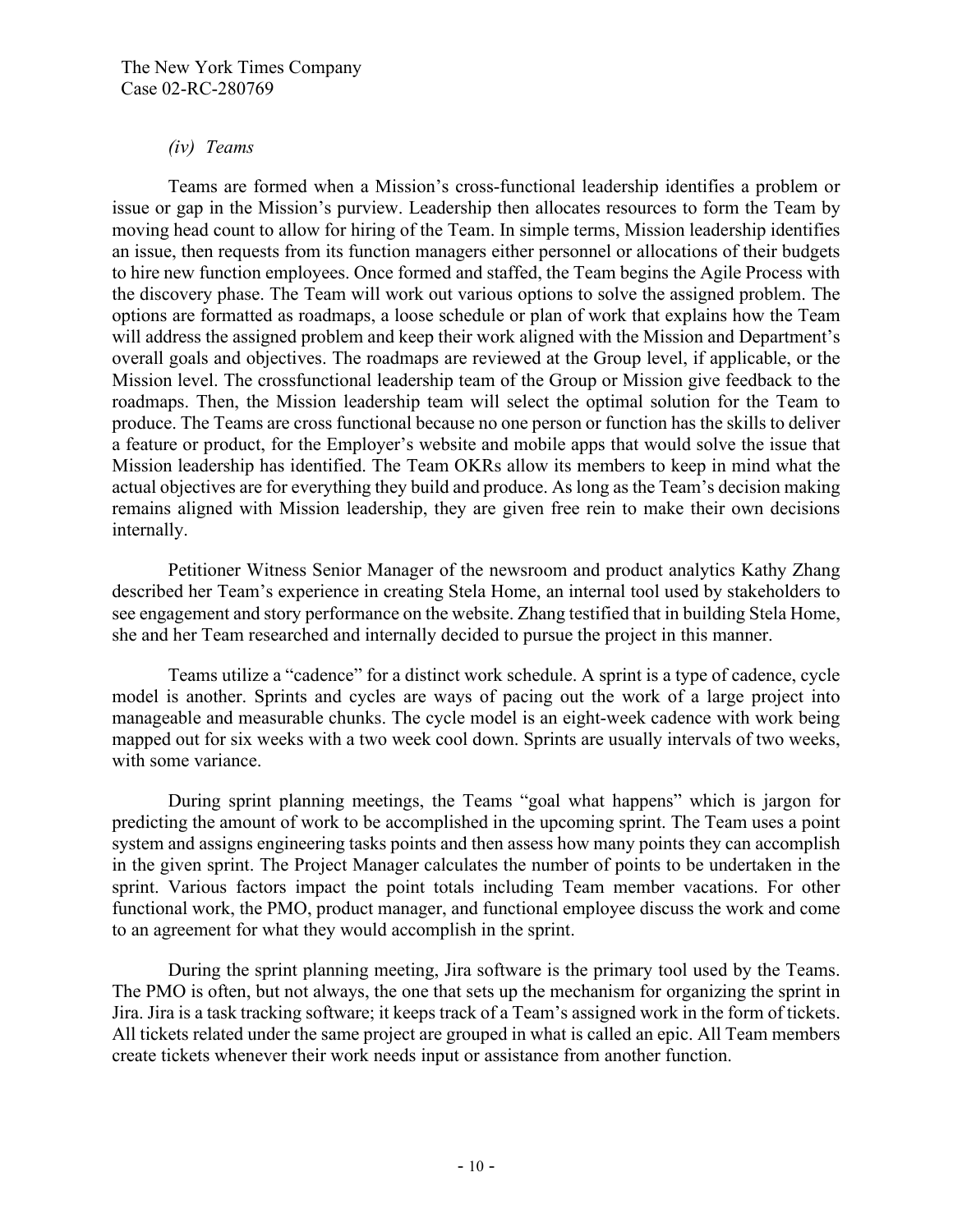*(iv) Teams*

Teams are formed when a Mission's cross-functional leadership identifies a problem or issue or gap in the Mission's purview. Leadership then allocates resources to form the Team by moving head count to allow for hiring of the Team. In simple terms, Mission leadership identifies an issue, then requests from its function managers either personnel or allocations of their budgets to hire new function employees. Once formed and staffed, the Team begins the Agile Process with the discovery phase. The Team will work out various options to solve the assigned problem. The options are formatted as roadmaps, a loose schedule or plan of work that explains how the Team will address the assigned problem and keep their work aligned with the Mission and Department's overall goals and objectives. The roadmaps are reviewed at the Group level, if applicable, or the Mission level. The crossfunctional leadership team of the Group or Mission give feedback to the roadmaps. Then, the Mission leadership team will select the optimal solution for the Team to produce. The Teams are cross functional because no one person or function has the skills to deliver a feature or product, for the Employer's website and mobile apps that would solve the issue that Mission leadership has identified. The Team OKRs allow its members to keep in mind what the actual objectives are for everything they build and produce. As long as the Team's decision making remains aligned with Mission leadership, they are given free rein to make their own decisions internally.

Petitioner Witness Senior Manager of the newsroom and product analytics Kathy Zhang described her Team's experience in creating Stela Home, an internal tool used by stakeholders to see engagement and story performance on the website. Zhang testified that in building Stela Home, she and her Team researched and internally decided to pursue the project in this manner.

Teams utilize a "cadence" for a distinct work schedule. A sprint is a type of cadence, cycle model is another. Sprints and cycles are ways of pacing out the work of a large project into manageable and measurable chunks. The cycle model is an eight-week cadence with work being mapped out for six weeks with a two week cool down. Sprints are usually intervals of two weeks, with some variance.

During sprint planning meetings, the Teams "goal what happens" which is jargon for predicting the amount of work to be accomplished in the upcoming sprint. The Team uses a point system and assigns engineering tasks points and then assess how many points they can accomplish in the given sprint. The Project Manager calculates the number of points to be undertaken in the sprint. Various factors impact the point totals including Team member vacations. For other functional work, the PMO, product manager, and functional employee discuss the work and come to an agreement for what they would accomplish in the sprint.

During the sprint planning meeting, Jira software is the primary tool used by the Teams. The PMO is often, but not always, the one that sets up the mechanism for organizing the sprint in Jira. Jira is a task tracking software; it keeps track of a Team's assigned work in the form of tickets. All tickets related under the same project are grouped in what is called an epic. All Team members create tickets whenever their work needs input or assistance from another function.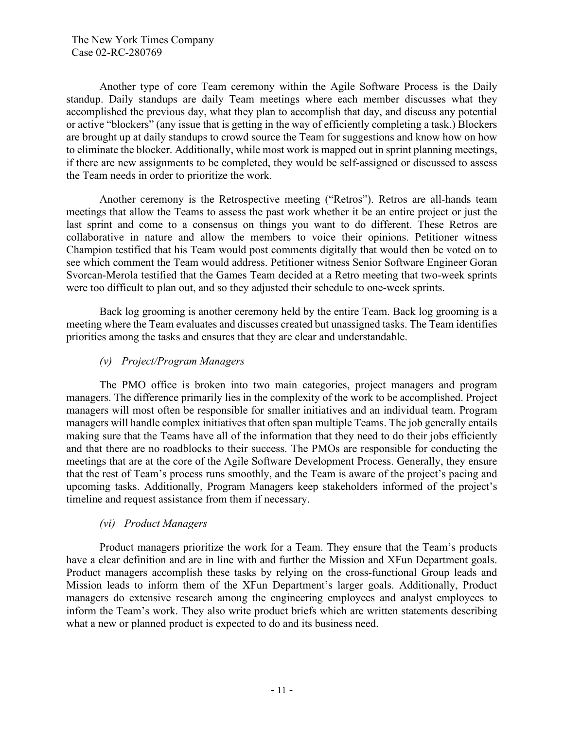Another type of core Team ceremony within the Agile Software Process is the Daily standup. Daily standups are daily Team meetings where each member discusses what they accomplished the previous day, what they plan to accomplish that day, and discuss any potential or active "blockers" (any issue that is getting in the way of efficiently completing a task.) Blockers are brought up at daily standups to crowd source the Team for suggestions and know how on how to eliminate the blocker. Additionally, while most work is mapped out in sprint planning meetings, if there are new assignments to be completed, they would be self-assigned or discussed to assess the Team needs in order to prioritize the work.

Another ceremony is the Retrospective meeting ("Retros"). Retros are all-hands team meetings that allow the Teams to assess the past work whether it be an entire project or just the last sprint and come to a consensus on things you want to do different. These Retros are collaborative in nature and allow the members to voice their opinions. Petitioner witness Champion testified that his Team would post comments digitally that would then be voted on to see which comment the Team would address. Petitioner witness Senior Software Engineer Goran Svorcan-Merola testified that the Games Team decided at a Retro meeting that two-week sprints were too difficult to plan out, and so they adjusted their schedule to one-week sprints.

Back log grooming is another ceremony held by the entire Team. Back log grooming is a meeting where the Team evaluates and discusses created but unassigned tasks. The Team identifies priorities among the tasks and ensures that they are clear and understandable.

*(v) Project/Program Managers*

The PMO office is broken into two main categories, project managers and program managers. The difference primarily lies in the complexity of the work to be accomplished. Project managers will most often be responsible for smaller initiatives and an individual team. Program managers will handle complex initiatives that often span multiple Teams. The job generally entails making sure that the Teams have all of the information that they need to do their jobs efficiently and that there are no roadblocks to their success. The PMOs are responsible for conducting the meetings that are at the core of the Agile Software Development Process. Generally, they ensure that the rest of Team's process runs smoothly, and the Team is aware of the project's pacing and upcoming tasks. Additionally, Program Managers keep stakeholders informed of the project's timeline and request assistance from them if necessary.

*(vi) Product Managers*

Product managers prioritize the work for a Team. They ensure that the Team's products have a clear definition and are in line with and further the Mission and XFun Department goals. Product managers accomplish these tasks by relying on the cross-functional Group leads and Mission leads to inform them of the XFun Department's larger goals. Additionally, Product managers do extensive research among the engineering employees and analyst employees to inform the Team's work. They also write product briefs which are written statements describing what a new or planned product is expected to do and its business need.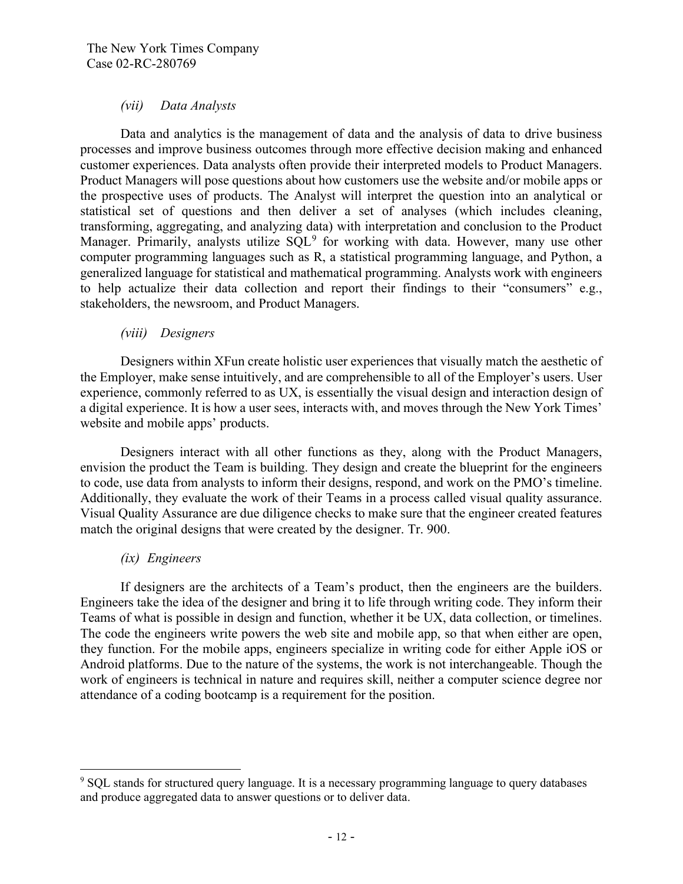*(vii) Data Analysts*

Data and analytics is the management of data and the analysis of data to drive business processes and improve business outcomes through more effective decision making and enhanced customer experiences. Data analysts often provide their interpreted models to Product Managers. Product Managers will pose questions about how customers use the website and/or mobile apps or the prospective uses of products. The Analyst will interpret the question into an analytical or statistical set of questions and then deliver a set of analyses (which includes cleaning, transforming, aggregating, and analyzing data) with interpretation and conclusion to the Product Manager. Primarily, analysts utilize SQL[9] for working with data. However, many use other computer programming languages such as R, a statistical programming language, and Python, a generalized language for statistical and mathematical programming. Analysts work with engineers to help actualize their data collection and report their findings to their "consumers" e.g., stakeholders, the newsroom, and Product Managers.

*(viii) Designers*

Designers within XFun create holistic user experiences that visually match the aesthetic of the Employer, make sense intuitively, and are comprehensible to all of the Employer's users. User experience, commonly referred to as UX, is essentially the visual design and interaction design of a digital experience. It is how a user sees, interacts with, and moves through the New York Times' website and mobile apps' products.

Designers interact with all other functions as they, along with the Product Managers, envision the product the Team is building. They design and create the blueprint for the engineers to code, use data from analysts to inform their designs, respond, and work on the PMO's timeline. Additionally, they evaluate the work of their Teams in a process called visual quality assurance. Visual Quality Assurance are due diligence checks to make sure that the engineer created features match the original designs that were created by the designer. Tr. 900.

*(ix) Engineers*

If designers are the architects of a Team's product, then the engineers are the builders. Engineers take the idea of the designer and bring it to life through writing code. They inform their Teams of what is possible in design and function, whether it be UX, data collection, or timelines. The code the engineers write powers the web site and mobile app, so that when either are open, they function. For the mobile apps, engineers specialize in writing code for either Apple iOS or Android platforms. Due to the nature of the systems, the work is not interchangeable. Though the work of engineers is technical in nature and requires skill, neither a computer science degree nor attendance of a coding bootcamp is a requirement for the position.

[9] SQL stands for structured query language. It is a necessary programming language to query databases and produce aggregated data to answer questions or to deliver data.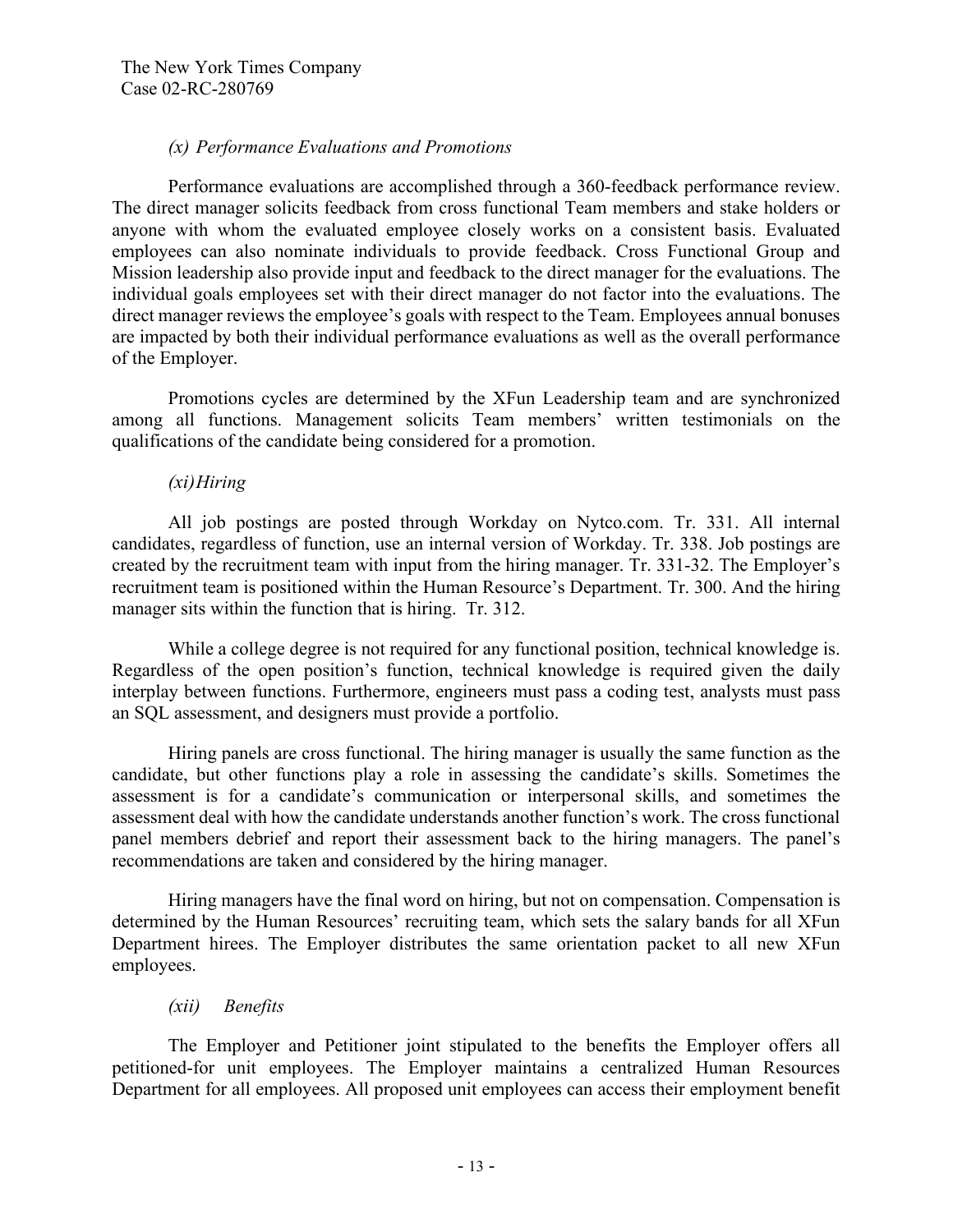*(x) Performance Evaluations and Promotions*

Performance evaluations are accomplished through a 360-feedback performance review. The direct manager solicits feedback from cross functional Team members and stake holders or anyone with whom the evaluated employee closely works on a consistent basis. Evaluated employees can also nominate individuals to provide feedback. Cross Functional Group and Mission leadership also provide input and feedback to the direct manager for the evaluations. The individual goals employees set with their direct manager do not factor into the evaluations. The direct manager reviews the employee's goals with respect to the Team. Employees annual bonuses are impacted by both their individual performance evaluations as well as the overall performance of the Employer.

Promotions cycles are determined by the XFun Leadership team and are synchronized among all functions. Management solicits Team members' written testimonials on the qualifications of the candidate being considered for a promotion.

*(xi) Hiring*

All job postings are posted through Workday on Nytco.com. Tr. 331. All internal candidates, regardless of function, use an internal version of Workday. Tr. 338. Job postings are created by the recruitment team with input from the hiring manager. Tr. 331-32. The Employer's recruitment team is positioned within the Human Resource's Department. Tr. 300. And the hiring manager sits within the function that is hiring. Tr. 312.

While a college degree is not required for any functional position, technical knowledge is. Regardless of the open position's function, technical knowledge is required given the daily interplay between functions. Furthermore, engineers must pass a coding test, analysts must pass an SQL assessment, and designers must provide a portfolio.

Hiring panels are cross functional. The hiring manager is usually the same function as the candidate, but other functions play a role in assessing the candidate's skills. Sometimes the assessment is for a candidate's communication or interpersonal skills, and sometimes the assessment deal with how the candidate understands another function's work. The cross functional panel members debrief and report their assessment back to the hiring managers. The panel's recommendations are taken and considered by the hiring manager.

Hiring managers have the final word on hiring, but not on compensation. Compensation is determined by the Human Resources' recruiting team, which sets the salary bands for all XFun Department hirees. The Employer distributes the same orientation packet to all new XFun employees.

*(xii) Benefits*

The Employer and Petitioner joint stipulated to the benefits the Employer offers all petitioned-for unit employees. The Employer maintains a centralized Human Resources Department for all employees. All proposed unit employees can access their employment benefit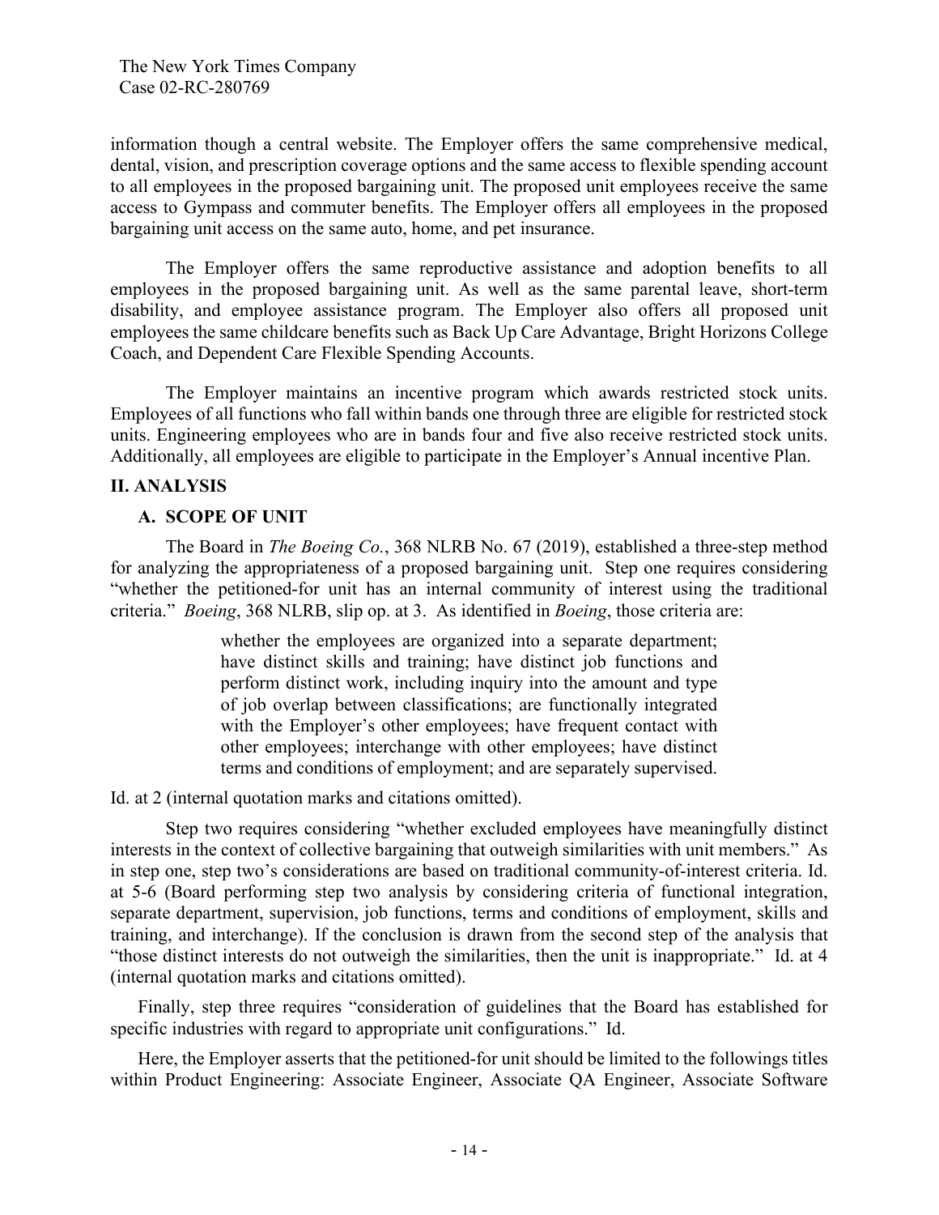information though a central website. The Employer offers the same comprehensive medical, dental, vision, and prescription coverage options and the same access to flexible spending account to all employees in the proposed bargaining unit. The proposed unit employees receive the same access to Gympass and commuter benefits. The Employer offers all employees in the proposed bargaining unit access on the same auto, home, and pet insurance.

The Employer offers the same reproductive assistance and adoption benefits to all employees in the proposed bargaining unit. As well as the same parental leave, short-term disability, and employee assistance program. The Employer also offers all proposed unit employees the same childcare benefits such as Back Up Care Advantage, Bright Horizons College Coach, and Dependent Care Flexible Spending Accounts.

The Employer maintains an incentive program which awards restricted stock units. Employees of all functions who fall within bands one through three are eligible for restricted stock units. Engineering employees who are in bands four and five also receive restricted stock units. Additionally, all employees are eligible to participate in the Employer's Annual incentive Plan.

## II. ANALYSIS

### A. SCOPE OF UNIT

The Board in *The Boeing Co.*, 368 NLRB No. 67 (2019), established a three-step method for analyzing the appropriateness of a proposed bargaining unit. Step one requires considering "whether the petitioned-for unit has an internal community of interest using the traditional criteria." *Boeing*, 368 NLRB, slip op. at 3. As identified in *Boeing*, those criteria are:

> whether the employees are organized into a separate department; have distinct skills and training; have distinct job functions and perform distinct work, including inquiry into the amount and type of job overlap between classifications; are functionally integrated with the Employer's other employees; have frequent contact with other employees; interchange with other employees; have distinct terms and conditions of employment; and are separately supervised.

Id. at 2 (internal quotation marks and citations omitted).

Step two requires considering "whether excluded employees have meaningfully distinct interests in the context of collective bargaining that outweigh similarities with unit members." As in step one, step two's considerations are based on traditional community-of-interest criteria. Id. at 5-6 (Board performing step two analysis by considering criteria of functional integration, separate department, supervision, job functions, terms and conditions of employment, skills and training, and interchange). If the conclusion is drawn from the second step of the analysis that "those distinct interests do not outweigh the similarities, then the unit is inappropriate." Id. at 4 (internal quotation marks and citations omitted).

Finally, step three requires "consideration of guidelines that the Board has established for specific industries with regard to appropriate unit configurations." Id.

Here, the Employer asserts that the petitioned-for unit should be limited to the followings titles within Product Engineering: Associate Engineer, Associate QA Engineer, Associate Software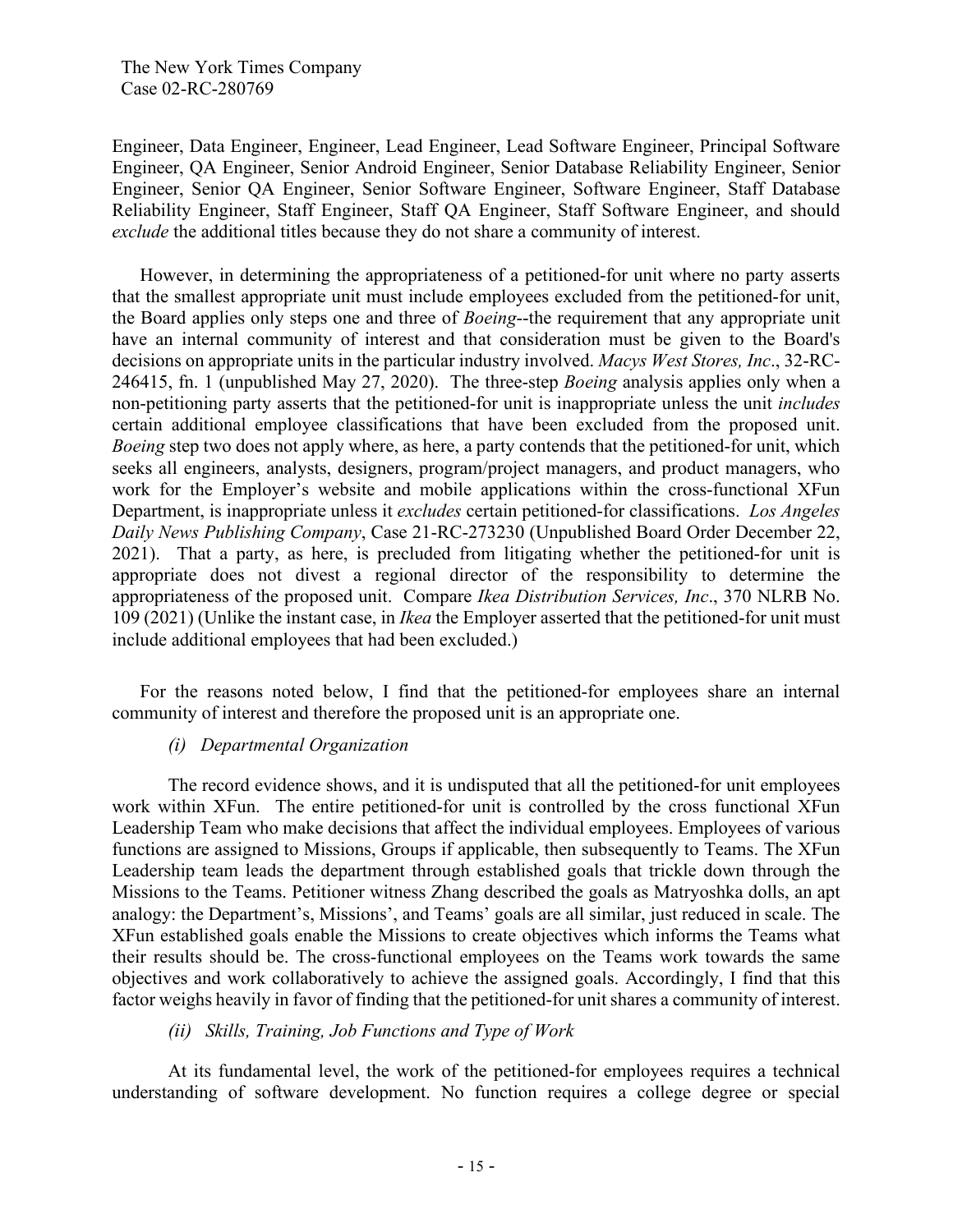Engineer, Data Engineer, Engineer, Lead Engineer, Lead Software Engineer, Principal Software Engineer, QA Engineer, Senior Android Engineer, Senior Database Reliability Engineer, Senior Engineer, Senior QA Engineer, Senior Software Engineer, Software Engineer, Staff Database Reliability Engineer, Staff Engineer, Staff QA Engineer, Staff Software Engineer, and should *exclude* the additional titles because they do not share a community of interest.

However, in determining the appropriateness of a petitioned-for unit where no party asserts that the smallest appropriate unit must include employees excluded from the petitioned-for unit, the Board applies only steps one and three of *Boeing*--the requirement that any appropriate unit have an internal community of interest and that consideration must be given to the Board's decisions on appropriate units in the particular industry involved. *Macys West Stores, Inc*., 32-RC-246415, fn. 1 (unpublished May 27, 2020). The three-step *Boeing* analysis applies only when a non-petitioning party asserts that the petitioned-for unit is inappropriate unless the unit *includes* certain additional employee classifications that have been excluded from the proposed unit. *Boeing* step two does not apply where, as here, a party contends that the petitioned-for unit, which seeks all engineers, analysts, designers, program/project managers, and product managers, who work for the Employer's website and mobile applications within the cross-functional XFun Department, is inappropriate unless it *excludes* certain petitioned-for classifications. *Los Angeles Daily News Publishing Company*, Case 21-RC-273230 (Unpublished Board Order December 22, 2021). That a party, as here, is precluded from litigating whether the petitioned-for unit is appropriate does not divest a regional director of the responsibility to determine the appropriateness of the proposed unit. Compare *Ikea Distribution Services, Inc*., 370 NLRB No. 109 (2021) (Unlike the instant case, in *Ikea* the Employer asserted that the petitioned-for unit must include additional employees that had been excluded.)

For the reasons noted below, I find that the petitioned-for employees share an internal community of interest and therefore the proposed unit is an appropriate one.

*(i) Departmental Organization*

The record evidence shows, and it is undisputed that all the petitioned-for unit employees work within XFun. The entire petitioned-for unit is controlled by the cross functional XFun Leadership Team who make decisions that affect the individual employees. Employees of various functions are assigned to Missions, Groups if applicable, then subsequently to Teams. The XFun Leadership team leads the department through established goals that trickle down through the Missions to the Teams. Petitioner witness Zhang described the goals as Matryoshka dolls, an apt analogy: the Department's, Missions', and Teams' goals are all similar, just reduced in scale. The XFun established goals enable the Missions to create objectives which informs the Teams what their results should be. The cross-functional employees on the Teams work towards the same objectives and work collaboratively to achieve the assigned goals. Accordingly, I find that this factor weighs heavily in favor of finding that the petitioned-for unit shares a community of interest.

*(ii) Skills, Training, Job Functions and Type of Work*

At its fundamental level, the work of the petitioned-for employees requires a technical understanding of software development. No function requires a college degree or special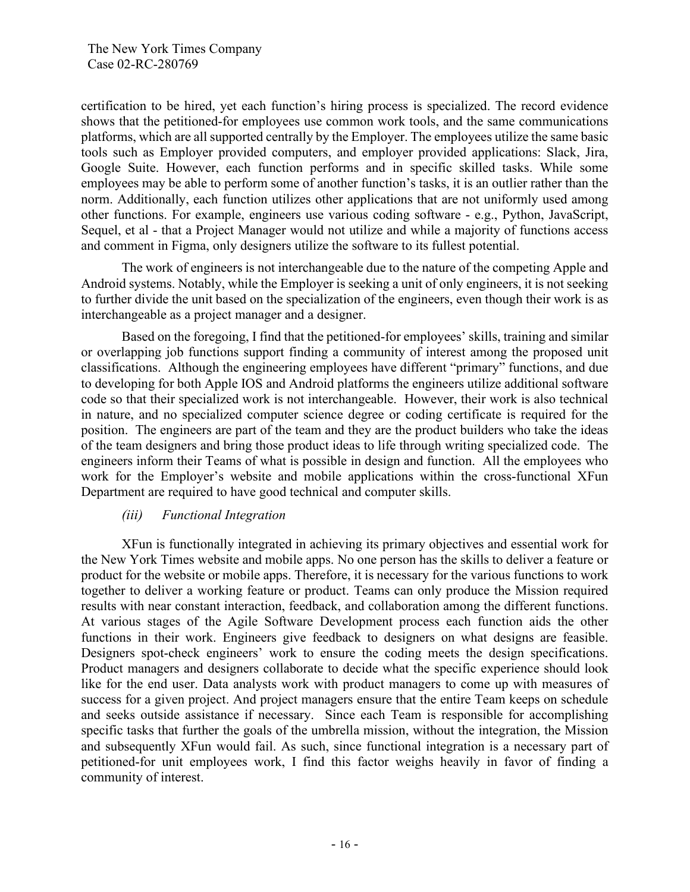certification to be hired, yet each function's hiring process is specialized. The record evidence shows that the petitioned-for employees use common work tools, and the same communications platforms, which are all supported centrally by the Employer. The employees utilize the same basic tools such as Employer provided computers, and employer provided applications: Slack, Jira, Google Suite. However, each function performs and in specific skilled tasks. While some employees may be able to perform some of another function's tasks, it is an outlier rather than the norm. Additionally, each function utilizes other applications that are not uniformly used among other functions. For example, engineers use various coding software - e.g., Python, JavaScript, Sequel, et al - that a Project Manager would not utilize and while a majority of functions access and comment in Figma, only designers utilize the software to its fullest potential.

The work of engineers is not interchangeable due to the nature of the competing Apple and Android systems. Notably, while the Employer is seeking a unit of only engineers, it is not seeking to further divide the unit based on the specialization of the engineers, even though their work is as interchangeable as a project manager and a designer.

Based on the foregoing, I find that the petitioned-for employees' skills, training and similar or overlapping job functions support finding a community of interest among the proposed unit classifications. Although the engineering employees have different "primary" functions, and due to developing for both Apple IOS and Android platforms the engineers utilize additional software code so that their specialized work is not interchangeable. However, their work is also technical in nature, and no specialized computer science degree or coding certificate is required for the position. The engineers are part of the team and they are the product builders who take the ideas of the team designers and bring those product ideas to life through writing specialized code. The engineers inform their Teams of what is possible in design and function. All the employees who work for the Employer's website and mobile applications within the cross-functional XFun Department are required to have good technical and computer skills.

*(iii) Functional Integration*

XFun is functionally integrated in achieving its primary objectives and essential work for the New York Times website and mobile apps. No one person has the skills to deliver a feature or product for the website or mobile apps. Therefore, it is necessary for the various functions to work together to deliver a working feature or product. Teams can only produce the Mission required results with near constant interaction, feedback, and collaboration among the different functions. At various stages of the Agile Software Development process each function aids the other functions in their work. Engineers give feedback to designers on what designs are feasible. Designers spot-check engineers' work to ensure the coding meets the design specifications. Product managers and designers collaborate to decide what the specific experience should look like for the end user. Data analysts work with product managers to come up with measures of success for a given project. And project managers ensure that the entire Team keeps on schedule and seeks outside assistance if necessary. Since each Team is responsible for accomplishing specific tasks that further the goals of the umbrella mission, without the integration, the Mission and subsequently XFun would fail. As such, since functional integration is a necessary part of petitioned-for unit employees work, I find this factor weighs heavily in favor of finding a community of interest.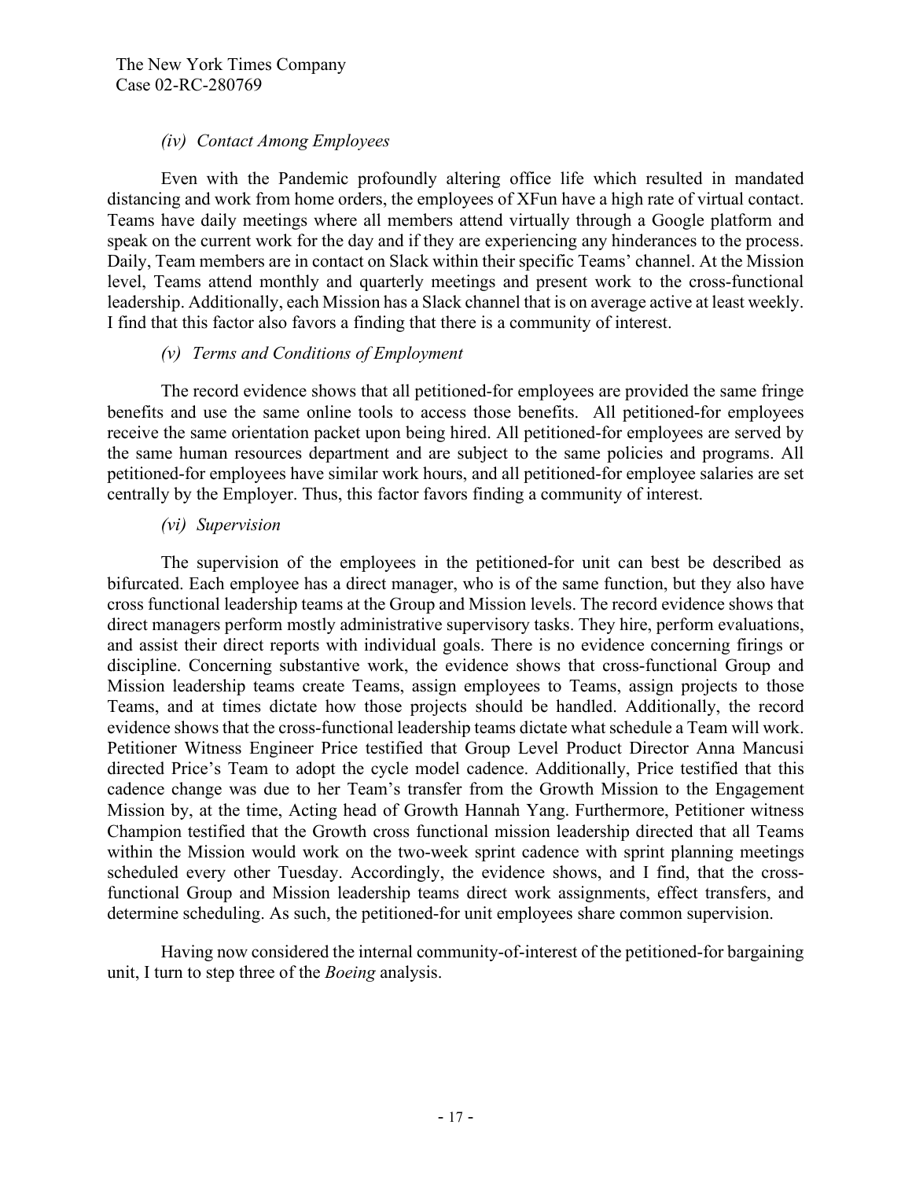*(iv) Contact Among Employees*

Even with the Pandemic profoundly altering office life which resulted in mandated distancing and work from home orders, the employees of XFun have a high rate of virtual contact. Teams have daily meetings where all members attend virtually through a Google platform and speak on the current work for the day and if they are experiencing any hinderances to the process. Daily, Team members are in contact on Slack within their specific Teams' channel. At the Mission level, Teams attend monthly and quarterly meetings and present work to the cross-functional leadership. Additionally, each Mission has a Slack channel that is on average active at least weekly. I find that this factor also favors a finding that there is a community of interest.

*(v) Terms and Conditions of Employment*

The record evidence shows that all petitioned-for employees are provided the same fringe benefits and use the same online tools to access those benefits. All petitioned-for employees receive the same orientation packet upon being hired. All petitioned-for employees are served by the same human resources department and are subject to the same policies and programs. All petitioned-for employees have similar work hours, and all petitioned-for employee salaries are set centrally by the Employer. Thus, this factor favors finding a community of interest.

*(vi) Supervision*

The supervision of the employees in the petitioned-for unit can best be described as bifurcated. Each employee has a direct manager, who is of the same function, but they also have cross functional leadership teams at the Group and Mission levels. The record evidence shows that direct managers perform mostly administrative supervisory tasks. They hire, perform evaluations, and assist their direct reports with individual goals. There is no evidence concerning firings or discipline. Concerning substantive work, the evidence shows that cross-functional Group and Mission leadership teams create Teams, assign employees to Teams, assign projects to those Teams, and at times dictate how those projects should be handled. Additionally, the record evidence shows that the cross-functional leadership teams dictate what schedule a Team will work. Petitioner Witness Engineer Price testified that Group Level Product Director Anna Mancusi directed Price's Team to adopt the cycle model cadence. Additionally, Price testified that this cadence change was due to her Team's transfer from the Growth Mission to the Engagement Mission by, at the time, Acting head of Growth Hannah Yang. Furthermore, Petitioner witness Champion testified that the Growth cross functional mission leadership directed that all Teams within the Mission would work on the two-week sprint cadence with sprint planning meetings scheduled every other Tuesday. Accordingly, the evidence shows, and I find, that the cross-functional Group and Mission leadership teams direct work assignments, effect transfers, and determine scheduling. As such, the petitioned-for unit employees share common supervision.

Having now considered the internal community-of-interest of the petitioned-for bargaining unit, I turn to step three of the *Boeing* analysis.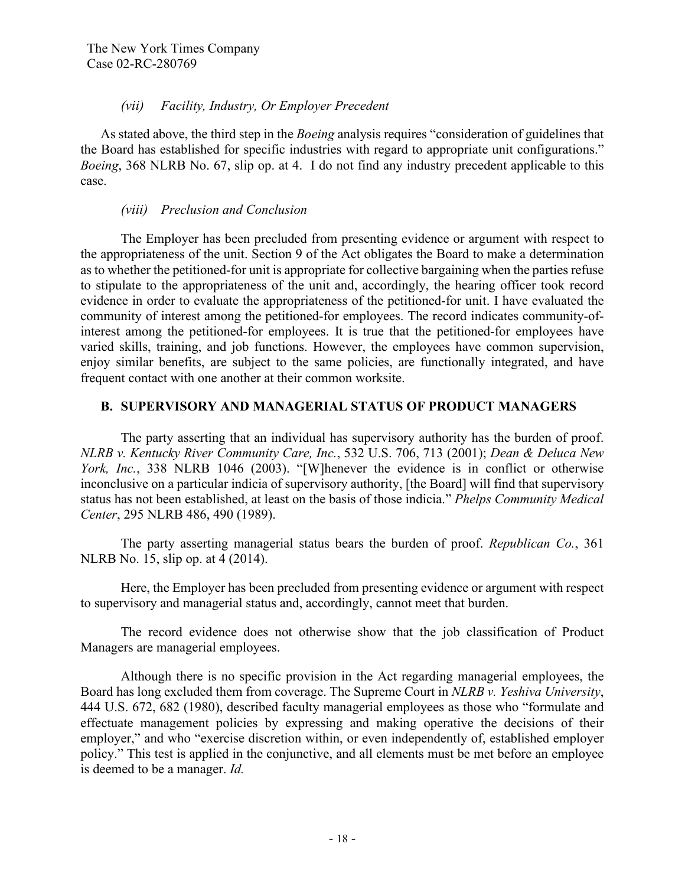### *(vii) Facility, Industry, Or Employer Precedent*

As stated above, the third step in the *Boeing* analysis requires "consideration of guidelines that the Board has established for specific industries with regard to appropriate unit configurations." *Boeing*, 368 NLRB No. 67, slip op. at 4. I do not find any industry precedent applicable to this case.

### *(viii) Preclusion and Conclusion*

The Employer has been precluded from presenting evidence or argument with respect to the appropriateness of the unit. Section 9 of the Act obligates the Board to make a determination as to whether the petitioned-for unit is appropriate for collective bargaining when the parties refuse to stipulate to the appropriateness of the unit and, accordingly, the hearing officer took record evidence in order to evaluate the appropriateness of the petitioned-for unit. I have evaluated the community of interest among the petitioned-for employees. The record indicates community-of-interest among the petitioned-for employees. It is true that the petitioned-for employees have varied skills, training, and job functions. However, the employees have common supervision, enjoy similar benefits, are subject to the same policies, are functionally integrated, and have frequent contact with one another at their common worksite.

## B. SUPERVISORY AND MANAGERIAL STATUS OF PRODUCT MANAGERS

The party asserting that an individual has supervisory authority has the burden of proof. *NLRB v. Kentucky River Community Care, Inc.*, 532 U.S. 706, 713 (2001); *Dean & Deluca New York, Inc.*, 338 NLRB 1046 (2003). "[W]henever the evidence is in conflict or otherwise inconclusive on a particular indicia of supervisory authority, [the Board] will find that supervisory status has not been established, at least on the basis of those indicia." *Phelps Community Medical Center*, 295 NLRB 486, 490 (1989).

The party asserting managerial status bears the burden of proof. *Republican Co.*, 361 NLRB No. 15, slip op. at 4 (2014).

Here, the Employer has been precluded from presenting evidence or argument with respect to supervisory and managerial status and, accordingly, cannot meet that burden.

The record evidence does not otherwise show that the job classification of Product Managers are managerial employees.

Although there is no specific provision in the Act regarding managerial employees, the Board has long excluded them from coverage. The Supreme Court in *NLRB v. Yeshiva University*, 444 U.S. 672, 682 (1980), described faculty managerial employees as those who "formulate and effectuate management policies by expressing and making operative the decisions of their employer," and who "exercise discretion within, or even independently of, established employer policy." This test is applied in the conjunctive, and all elements must be met before an employee is deemed to be a manager. *Id.*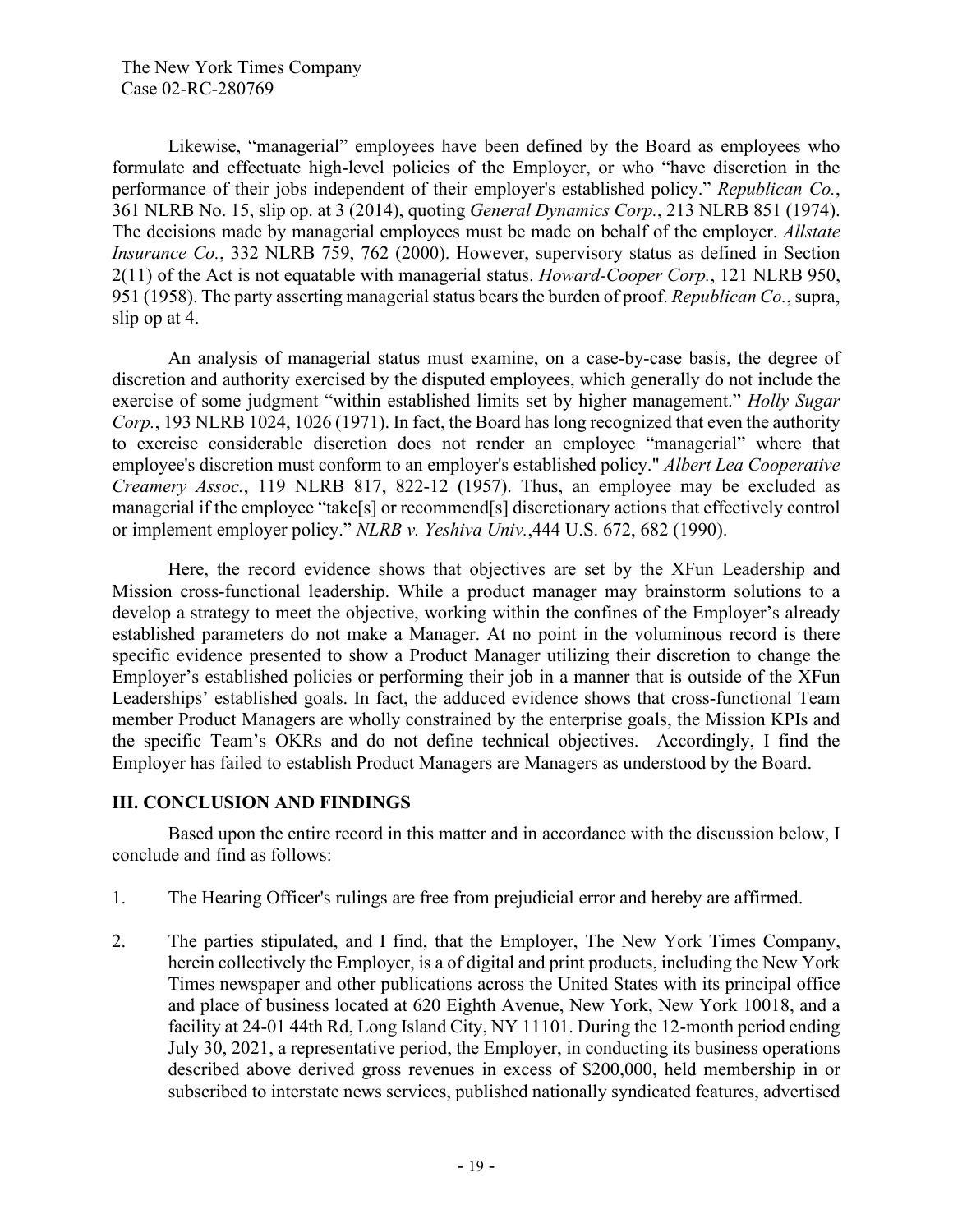Likewise, "managerial" employees have been defined by the Board as employees who formulate and effectuate high-level policies of the Employer, or who "have discretion in the performance of their jobs independent of their employer's established policy." *Republican Co.*, 361 NLRB No. 15, slip op. at 3 (2014), quoting *General Dynamics Corp.*, 213 NLRB 851 (1974). The decisions made by managerial employees must be made on behalf of the employer. *Allstate Insurance Co.*, 332 NLRB 759, 762 (2000). However, supervisory status as defined in Section 2(11) of the Act is not equatable with managerial status. *Howard-Cooper Corp.*, 121 NLRB 950, 951 (1958). The party asserting managerial status bears the burden of proof. *Republican Co.*, supra, slip op at 4.

An analysis of managerial status must examine, on a case-by-case basis, the degree of discretion and authority exercised by the disputed employees, which generally do not include the exercise of some judgment "within established limits set by higher management." *Holly Sugar Corp.*, 193 NLRB 1024, 1026 (1971). In fact, the Board has long recognized that even the authority to exercise considerable discretion does not render an employee "managerial" where that employee's discretion must conform to an employer's established policy." *Albert Lea Cooperative Creamery Assoc.*, 119 NLRB 817, 822-12 (1957). Thus, an employee may be excluded as managerial if the employee "take[s] or recommend[s] discretionary actions that effectively control or implement employer policy." *NLRB v. Yeshiva Univ.*,444 U.S. 672, 682 (1990).

Here, the record evidence shows that objectives are set by the XFun Leadership and Mission cross-functional leadership. While a product manager may brainstorm solutions to a develop a strategy to meet the objective, working within the confines of the Employer's already established parameters do not make a Manager. At no point in the voluminous record is there specific evidence presented to show a Product Manager utilizing their discretion to change the Employer's established policies or performing their job in a manner that is outside of the XFun Leaderships' established goals. In fact, the adduced evidence shows that cross-functional Team member Product Managers are wholly constrained by the enterprise goals, the Mission KPIs and the specific Team's OKRs and do not define technical objectives. Accordingly, I find the Employer has failed to establish Product Managers are Managers as understood by the Board.

## III. CONCLUSION AND FINDINGS

Based upon the entire record in this matter and in accordance with the discussion below, I conclude and find as follows:

1. The Hearing Officer's rulings are free from prejudicial error and hereby are affirmed.

2. The parties stipulated, and I find, that the Employer, The New York Times Company, herein collectively the Employer, is a of digital and print products, including the New York Times newspaper and other publications across the United States with its principal office and place of business located at 620 Eighth Avenue, New York, New York 10018, and a facility at 24-01 44th Rd, Long Island City, NY 11101. During the 12-month period ending July 30, 2021, a representative period, the Employer, in conducting its business operations described above derived gross revenues in excess of $200,000, held membership in or subscribed to interstate news services, published nationally syndicated features, advertised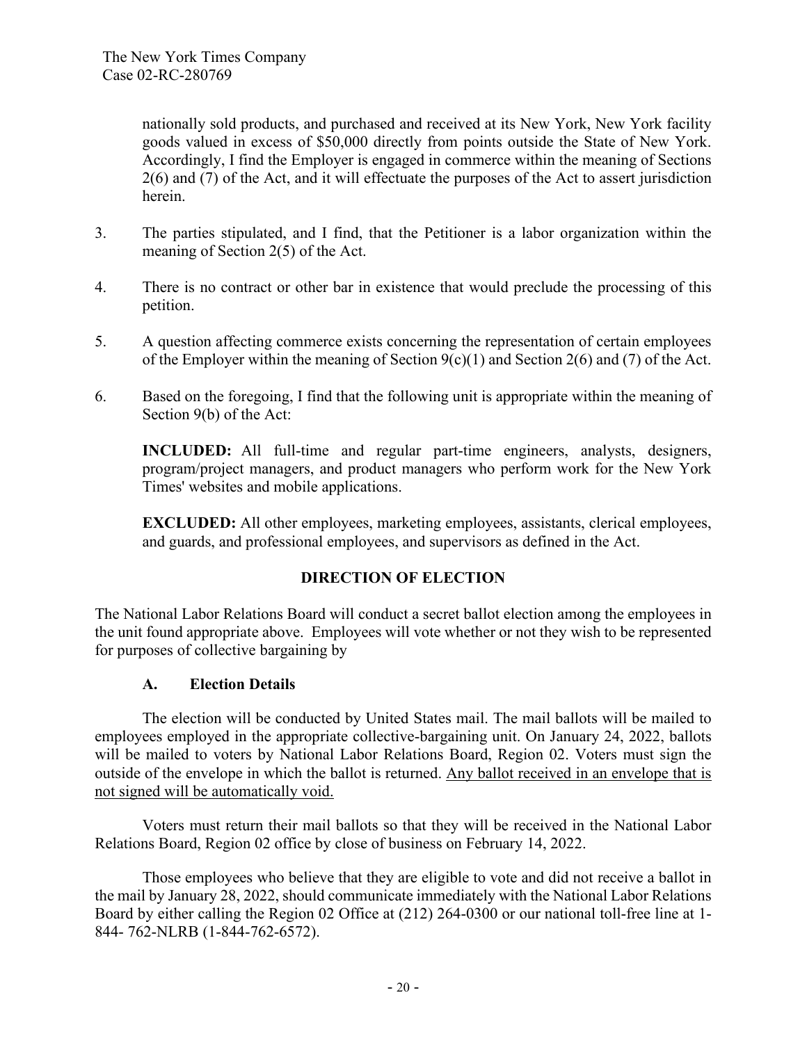nationally sold products, and purchased and received at its New York, New York facility goods valued in excess of $50,000 directly from points outside the State of New York. Accordingly, I find the Employer is engaged in commerce within the meaning of Sections 2(6) and (7) of the Act, and it will effectuate the purposes of the Act to assert jurisdiction herein.

3. The parties stipulated, and I find, that the Petitioner is a labor organization within the meaning of Section 2(5) of the Act.

4. There is no contract or other bar in existence that would preclude the processing of this petition.

5. A question affecting commerce exists concerning the representation of certain employees of the Employer within the meaning of Section 9(c)(1) and Section 2(6) and (7) of the Act.

6. Based on the foregoing, I find that the following unit is appropriate within the meaning of Section 9(b) of the Act:

   **INCLUDED:** All full-time and regular part-time engineers, analysts, designers, program/project managers, and product managers who perform work for the New York Times' websites and mobile applications.

   **EXCLUDED:** All other employees, marketing employees, assistants, clerical employees, and guards, and professional employees, and supervisors as defined in the Act.

## DIRECTION OF ELECTION

The National Labor Relations Board will conduct a secret ballot election among the employees in the unit found appropriate above. Employees will vote whether or not they wish to be represented for purposes of collective bargaining by

### A. Election Details

The election will be conducted by United States mail. The mail ballots will be mailed to employees employed in the appropriate collective-bargaining unit. On January 24, 2022, ballots will be mailed to voters by National Labor Relations Board, Region 02. Voters must sign the outside of the envelope in which the ballot is returned. Any ballot received in an envelope that is not signed will be automatically void.

Voters must return their mail ballots so that they will be received in the National Labor Relations Board, Region 02 office by close of business on February 14, 2022.

Those employees who believe that they are eligible to vote and did not receive a ballot in the mail by January 28, 2022, should communicate immediately with the National Labor Relations Board by either calling the Region 02 Office at (212) 264-0300 or our national toll-free line at 1-844- 762-NLRB (1-844-762-6572).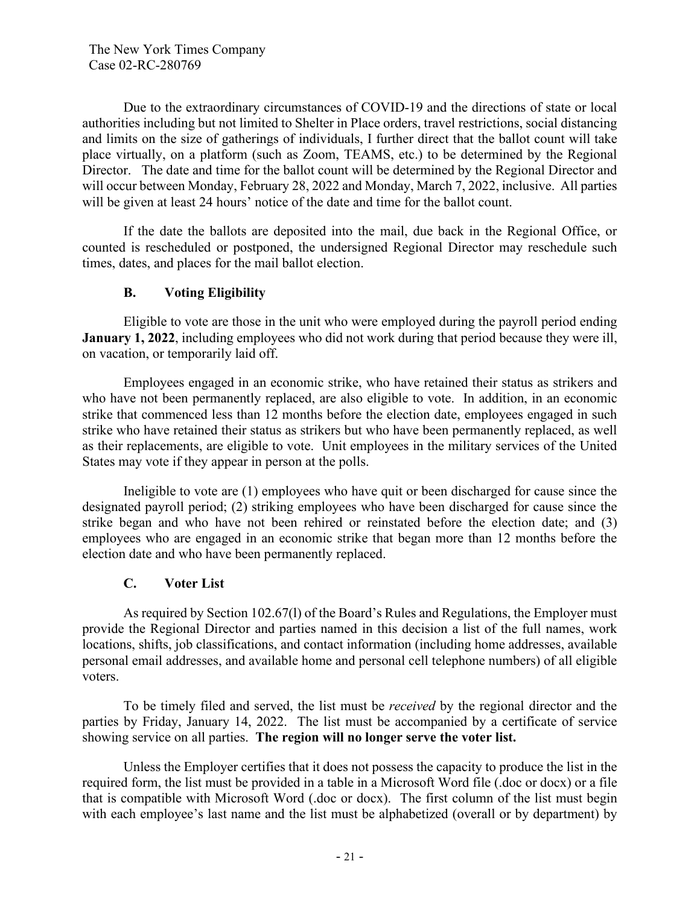Due to the extraordinary circumstances of COVID-19 and the directions of state or local authorities including but not limited to Shelter in Place orders, travel restrictions, social distancing and limits on the size of gatherings of individuals, I further direct that the ballot count will take place virtually, on a platform (such as Zoom, TEAMS, etc.) to be determined by the Regional Director. The date and time for the ballot count will be determined by the Regional Director and will occur between Monday, February 28, 2022 and Monday, March 7, 2022, inclusive. All parties will be given at least 24 hours' notice of the date and time for the ballot count.

If the date the ballots are deposited into the mail, due back in the Regional Office, or counted is rescheduled or postponed, the undersigned Regional Director may reschedule such times, dates, and places for the mail ballot election.

### B. Voting Eligibility

Eligible to vote are those in the unit who were employed during the payroll period ending **January 1, 2022**, including employees who did not work during that period because they were ill, on vacation, or temporarily laid off.

Employees engaged in an economic strike, who have retained their status as strikers and who have not been permanently replaced, are also eligible to vote. In addition, in an economic strike that commenced less than 12 months before the election date, employees engaged in such strike who have retained their status as strikers but who have been permanently replaced, as well as their replacements, are eligible to vote. Unit employees in the military services of the United States may vote if they appear in person at the polls.

Ineligible to vote are (1) employees who have quit or been discharged for cause since the designated payroll period; (2) striking employees who have been discharged for cause since the strike began and who have not been rehired or reinstated before the election date; and (3) employees who are engaged in an economic strike that began more than 12 months before the election date and who have been permanently replaced.

### C. Voter List

As required by Section 102.67(l) of the Board's Rules and Regulations, the Employer must provide the Regional Director and parties named in this decision a list of the full names, work locations, shifts, job classifications, and contact information (including home addresses, available personal email addresses, and available home and personal cell telephone numbers) of all eligible voters.

To be timely filed and served, the list must be *received* by the regional director and the parties by Friday, January 14, 2022. The list must be accompanied by a certificate of service showing service on all parties. **The region will no longer serve the voter list.**

Unless the Employer certifies that it does not possess the capacity to produce the list in the required form, the list must be provided in a table in a Microsoft Word file (.doc or docx) or a file that is compatible with Microsoft Word (.doc or docx). The first column of the list must begin with each employee's last name and the list must be alphabetized (overall or by department) by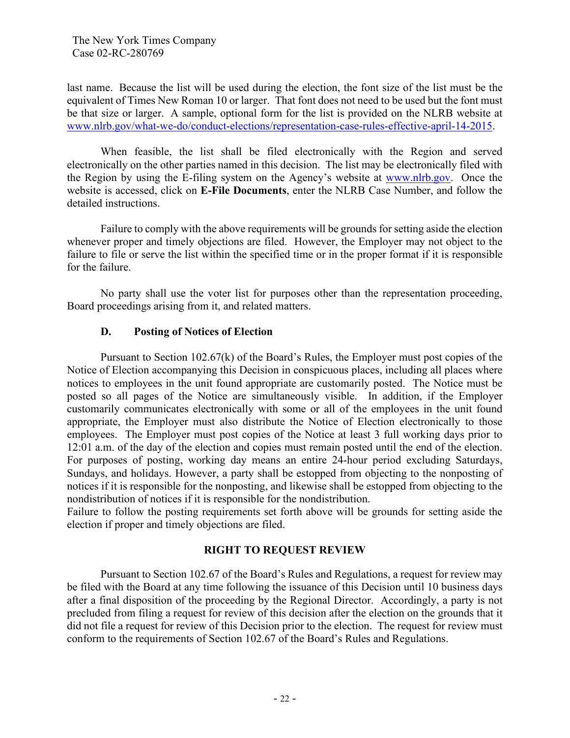last name. Because the list will be used during the election, the font size of the list must be the equivalent of Times New Roman 10 or larger. That font does not need to be used but the font must be that size or larger. A sample, optional form for the list is provided on the NLRB website at www.nlrb.gov/what-we-do/conduct-elections/representation-case-rules-effective-april-14-2015.

When feasible, the list shall be filed electronically with the Region and served electronically on the other parties named in this decision. The list may be electronically filed with the Region by using the E-filing system on the Agency's website at www.nlrb.gov. Once the website is accessed, click on **E-File Documents**, enter the NLRB Case Number, and follow the detailed instructions.

Failure to comply with the above requirements will be grounds for setting aside the election whenever proper and timely objections are filed. However, the Employer may not object to the failure to file or serve the list within the specified time or in the proper format if it is responsible for the failure.

No party shall use the voter list for purposes other than the representation proceeding, Board proceedings arising from it, and related matters.

### D. Posting of Notices of Election

Pursuant to Section 102.67(k) of the Board's Rules, the Employer must post copies of the Notice of Election accompanying this Decision in conspicuous places, including all places where notices to employees in the unit found appropriate are customarily posted. The Notice must be posted so all pages of the Notice are simultaneously visible. In addition, if the Employer customarily communicates electronically with some or all of the employees in the unit found appropriate, the Employer must also distribute the Notice of Election electronically to those employees. The Employer must post copies of the Notice at least 3 full working days prior to 12:01 a.m. of the day of the election and copies must remain posted until the end of the election. For purposes of posting, working day means an entire 24-hour period excluding Saturdays, Sundays, and holidays. However, a party shall be estopped from objecting to the nonposting of notices if it is responsible for the nonposting, and likewise shall be estopped from objecting to the nondistribution of notices if it is responsible for the nondistribution.
Failure to follow the posting requirements set forth above will be grounds for setting aside the election if proper and timely objections are filed.

## RIGHT TO REQUEST REVIEW

Pursuant to Section 102.67 of the Board's Rules and Regulations, a request for review may be filed with the Board at any time following the issuance of this Decision until 10 business days after a final disposition of the proceeding by the Regional Director. Accordingly, a party is not precluded from filing a request for review of this decision after the election on the grounds that it did not file a request for review of this Decision prior to the election. The request for review must conform to the requirements of Section 102.67 of the Board's Rules and Regulations.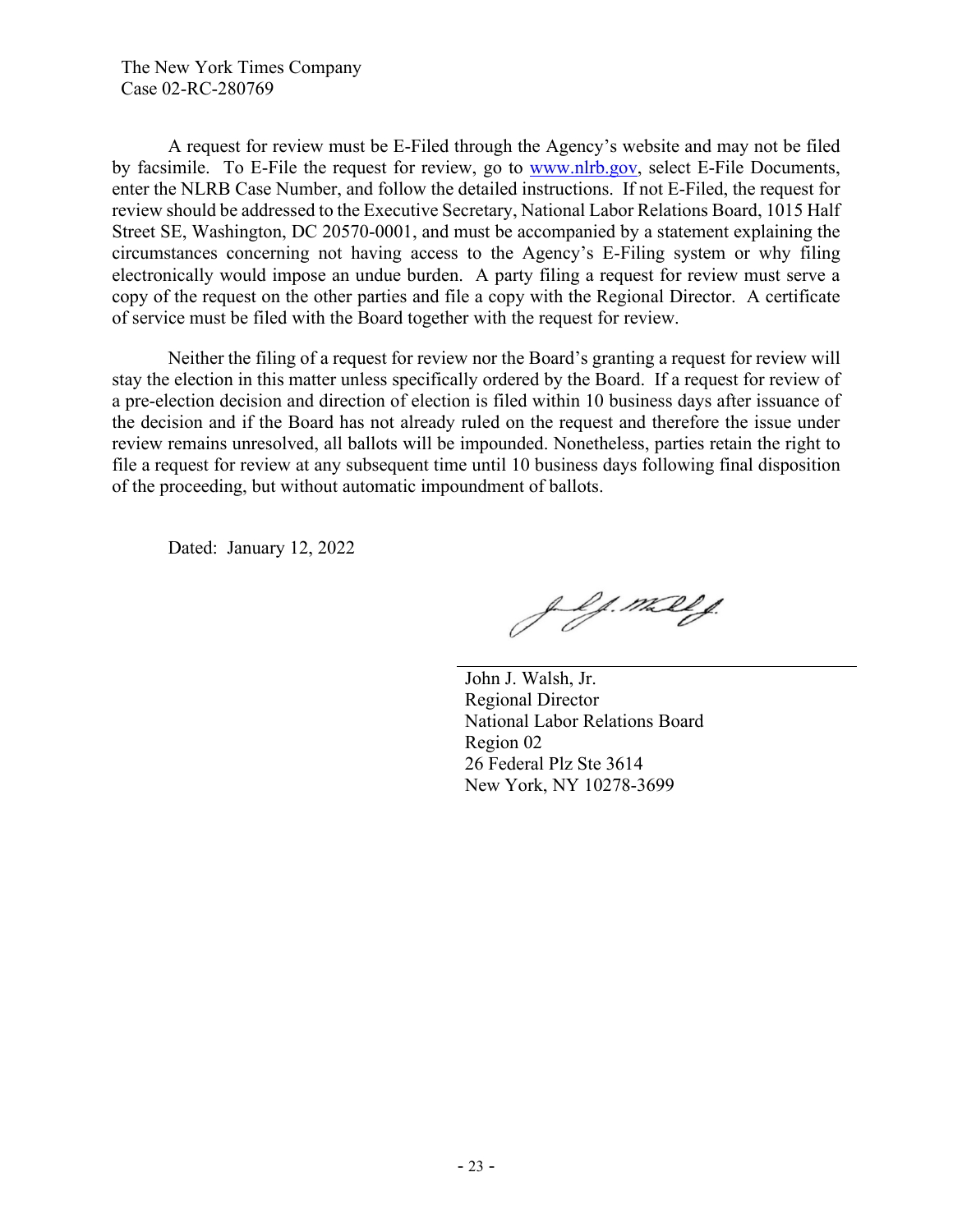The New York Times Company
Case 02-RC-280769

A request for review must be E-Filed through the Agency's website and may not be filed by facsimile. To E-File the request for review, go to www.nlrb.gov, select E-File Documents, enter the NLRB Case Number, and follow the detailed instructions. If not E-Filed, the request for review should be addressed to the Executive Secretary, National Labor Relations Board, 1015 Half Street SE, Washington, DC 20570-0001, and must be accompanied by a statement explaining the circumstances concerning not having access to the Agency's E-Filing system or why filing electronically would impose an undue burden. A party filing a request for review must serve a copy of the request on the other parties and file a copy with the Regional Director. A certificate of service must be filed with the Board together with the request for review.

Neither the filing of a request for review nor the Board's granting a request for review will stay the election in this matter unless specifically ordered by the Board. If a request for review of a pre-election decision and direction of election is filed within 10 business days after issuance of the decision and if the Board has not already ruled on the request and therefore the issue under review remains unresolved, all ballots will be impounded. Nonetheless, parties retain the right to file a request for review at any subsequent time until 10 business days following final disposition of the proceeding, but without automatic impoundment of ballots.

Dated: January 12, 2022

John J. Walsh, Jr.
Regional Director
National Labor Relations Board
Region 02
26 Federal Plz Ste 3614
New York, NY 10278-3699